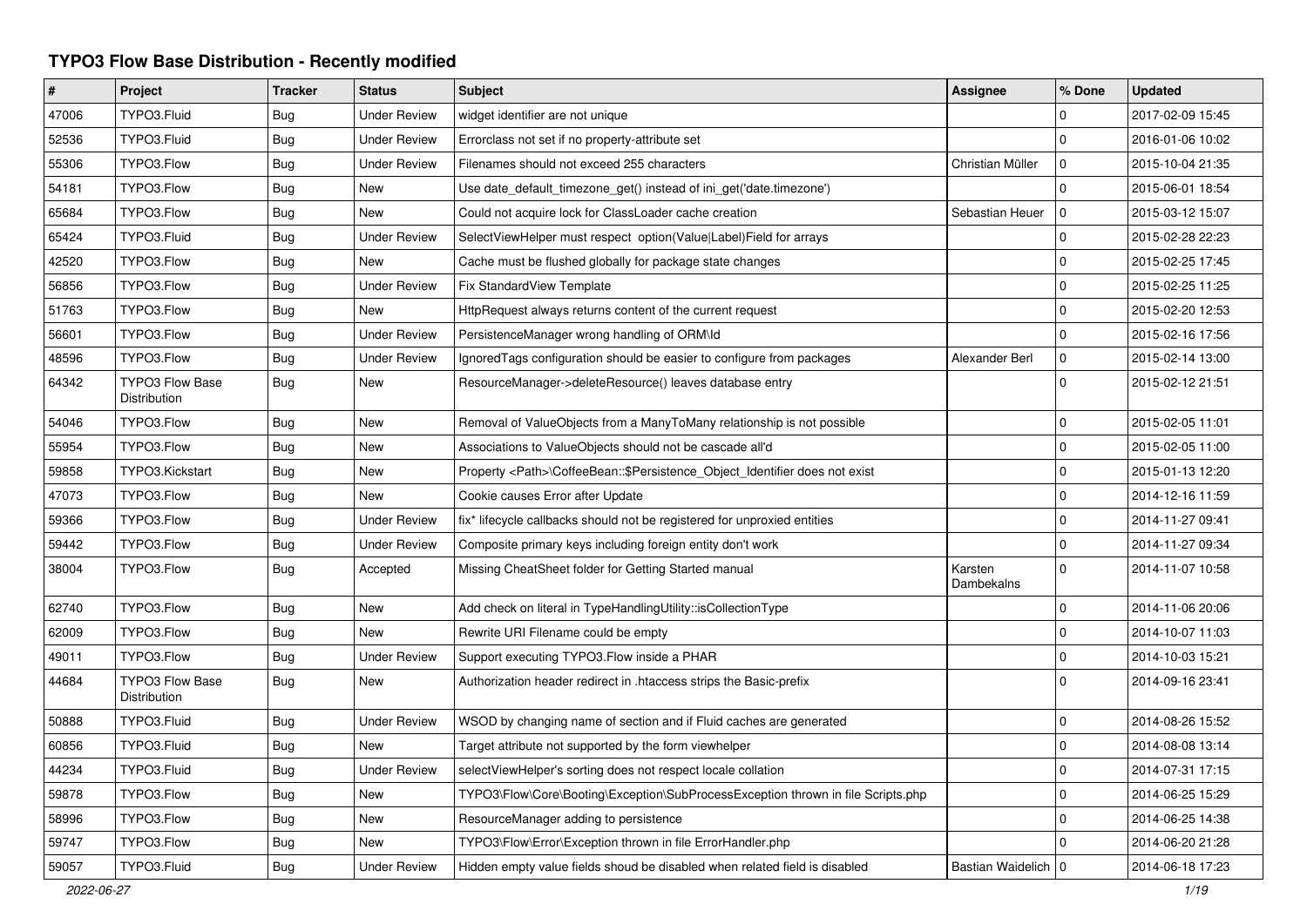# TYPO3 Flow Base Distribution - Recently modified

| # | Project | Tracker | Status | Subject | Assignee | % Done | Updated |
|---|---|---|---|---|---|---|---|
| 47006 | TYPO3.Fluid | Bug | Under Review | widget identifier are not unique | | 0 | 2017-02-09 15:45 |
| 52536 | TYPO3.Fluid | Bug | Under Review | Errorclass not set if no property-attribute set | | 0 | 2016-01-06 10:02 |
| 55306 | TYPO3.Flow | Bug | Under Review | Filenames should not exceed 255 characters | Christian Müller | 0 | 2015-10-04 21:35 |
| 54181 | TYPO3.Flow | Bug | New | Use date_default_timezone_get() instead of ini_get('date.timezone') | | 0 | 2015-06-01 18:54 |
| 65684 | TYPO3.Flow | Bug | New | Could not acquire lock for ClassLoader cache creation | Sebastian Heuer | 0 | 2015-03-12 15:07 |
| 65424 | TYPO3.Fluid | Bug | Under Review | SelectViewHelper must respect option(Value\|Label)Field for arrays | | 0 | 2015-02-28 22:23 |
| 42520 | TYPO3.Flow | Bug | New | Cache must be flushed globally for package state changes | | 0 | 2015-02-25 17:45 |
| 56856 | TYPO3.Flow | Bug | Under Review | Fix StandardView Template | | 0 | 2015-02-25 11:25 |
| 51763 | TYPO3.Flow | Bug | New | HttpRequest always returns content of the current request | | 0 | 2015-02-20 12:53 |
| 56601 | TYPO3.Flow | Bug | Under Review | PersistenceManager wrong handling of ORM\Id | | 0 | 2015-02-16 17:56 |
| 48596 | TYPO3.Flow | Bug | Under Review | IgnoredTags configuration should be easier to configure from packages | Alexander Berl | 0 | 2015-02-14 13:00 |
| 64342 | TYPO3 Flow Base Distribution | Bug | New | ResourceManager->deleteResource() leaves database entry | | 0 | 2015-02-12 21:51 |
| 54046 | TYPO3.Flow | Bug | New | Removal of ValueObjects from a ManyToMany relationship is not possible | | 0 | 2015-02-05 11:01 |
| 55954 | TYPO3.Flow | Bug | New | Associations to ValueObjects should not be cascade all'd | | 0 | 2015-02-05 11:00 |
| 59858 | TYPO3.Kickstart | Bug | New | Property <Path>\CoffeeBean::$Persistence_Object_Identifier does not exist | | 0 | 2015-01-13 12:20 |
| 47073 | TYPO3.Flow | Bug | New | Cookie causes Error after Update | | 0 | 2014-12-16 11:59 |
| 59366 | TYPO3.Flow | Bug | Under Review | fix* lifecycle callbacks should not be registered for unproxied entities | | 0 | 2014-11-27 09:41 |
| 59442 | TYPO3.Flow | Bug | Under Review | Composite primary keys including foreign entity don't work | | 0 | 2014-11-27 09:34 |
| 38004 | TYPO3.Flow | Bug | Accepted | Missing CheatSheet folder for Getting Started manual | Karsten Dambekalns | 0 | 2014-11-07 10:58 |
| 62740 | TYPO3.Flow | Bug | New | Add check on literal in TypeHandlingUtility::isCollectionType | | 0 | 2014-11-06 20:06 |
| 62009 | TYPO3.Flow | Bug | New | Rewrite URI Filename could be empty | | 0 | 2014-10-07 11:03 |
| 49011 | TYPO3.Flow | Bug | Under Review | Support executing TYPO3.Flow inside a PHAR | | 0 | 2014-10-03 15:21 |
| 44684 | TYPO3 Flow Base Distribution | Bug | New | Authorization header redirect in .htaccess strips the Basic-prefix | | 0 | 2014-09-16 23:41 |
| 50888 | TYPO3.Fluid | Bug | Under Review | WSOD by changing name of section and if Fluid caches are generated | | 0 | 2014-08-26 15:52 |
| 60856 | TYPO3.Fluid | Bug | New | Target attribute not supported by the form viewhelper | | 0 | 2014-08-08 13:14 |
| 44234 | TYPO3.Fluid | Bug | Under Review | selectViewHelper's sorting does not respect locale collation | | 0 | 2014-07-31 17:15 |
| 59878 | TYPO3.Flow | Bug | New | TYPO3\Flow\Core\Booting\Exception\SubProcessException thrown in file Scripts.php | | 0 | 2014-06-25 15:29 |
| 58996 | TYPO3.Flow | Bug | New | ResourceManager adding to persistence | | 0 | 2014-06-25 14:38 |
| 59747 | TYPO3.Flow | Bug | New | TYPO3\Flow\Error\Exception thrown in file ErrorHandler.php | | 0 | 2014-06-20 21:28 |
| 59057 | TYPO3.Fluid | Bug | Under Review | Hidden empty value fields shoud be disabled when related field is disabled | Bastian Waidelich | 0 | 2014-06-18 17:23 |

*2022-06-27*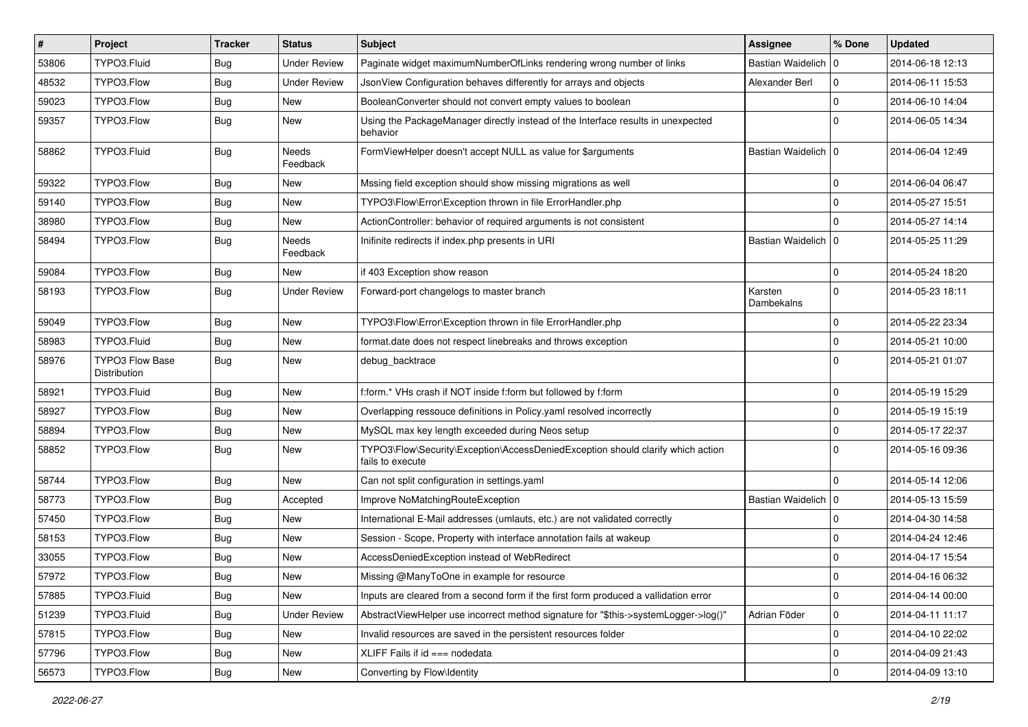| # | Project | Tracker | Status | Subject | Assignee | % Done | Updated |
|---|---|---|---|---|---|---|---|
| 53806 | TYPO3.Fluid | Bug | Under Review | Paginate widget maximumNumberOfLinks rendering wrong number of links | Bastian Waidelich | 0 | 2014-06-18 12:13 |
| 48532 | TYPO3.Flow | Bug | Under Review | JsonView Configuration behaves differently for arrays and objects | Alexander Berl | 0 | 2014-06-11 15:53 |
| 59023 | TYPO3.Flow | Bug | New | BooleanConverter should not convert empty values to boolean | | 0 | 2014-06-10 14:04 |
| 59357 | TYPO3.Flow | Bug | New | Using the PackageManager directly instead of the Interface results in unexpected behavior | | 0 | 2014-06-05 14:34 |
| 58862 | TYPO3.Fluid | Bug | Needs Feedback | FormViewHelper doesn't accept NULL as value for $arguments | Bastian Waidelich | 0 | 2014-06-04 12:49 |
| 59322 | TYPO3.Flow | Bug | New | Mssing field exception should show missing migrations as well | | 0 | 2014-06-04 06:47 |
| 59140 | TYPO3.Flow | Bug | New | TYPO3\Flow\Error\Exception thrown in file ErrorHandler.php | | 0 | 2014-05-27 15:51 |
| 38980 | TYPO3.Flow | Bug | New | ActionController: behavior of required arguments is not consistent | | 0 | 2014-05-27 14:14 |
| 58494 | TYPO3.Flow | Bug | Needs Feedback | Inifinite redirects if index.php presents in URI | Bastian Waidelich | 0 | 2014-05-25 11:29 |
| 59084 | TYPO3.Flow | Bug | New | if 403 Exception show reason | | 0 | 2014-05-24 18:20 |
| 58193 | TYPO3.Flow | Bug | Under Review | Forward-port changelogs to master branch | Karsten Dambekalns | 0 | 2014-05-23 18:11 |
| 59049 | TYPO3.Flow | Bug | New | TYPO3\Flow\Error\Exception thrown in file ErrorHandler.php | | 0 | 2014-05-22 23:34 |
| 58983 | TYPO3.Fluid | Bug | New | format.date does not respect linebreaks and throws exception | | 0 | 2014-05-21 10:00 |
| 58976 | TYPO3 Flow Base Distribution | Bug | New | debug_backtrace | | 0 | 2014-05-21 01:07 |
| 58921 | TYPO3.Fluid | Bug | New | f:form.* VHs crash if NOT inside f:form but followed by f:form | | 0 | 2014-05-19 15:29 |
| 58927 | TYPO3.Flow | Bug | New | Overlapping ressouce definitions in Policy.yaml resolved incorrectly | | 0 | 2014-05-19 15:19 |
| 58894 | TYPO3.Flow | Bug | New | MySQL max key length exceeded during Neos setup | | 0 | 2014-05-17 22:37 |
| 58852 | TYPO3.Flow | Bug | New | TYPO3\Flow\Security\Exception\AccessDeniedException should clarify which action fails to execute | | 0 | 2014-05-16 09:36 |
| 58744 | TYPO3.Flow | Bug | New | Can not split configuration in settings.yaml | | 0 | 2014-05-14 12:06 |
| 58773 | TYPO3.Flow | Bug | Accepted | Improve NoMatchingRouteException | Bastian Waidelich | 0 | 2014-05-13 15:59 |
| 57450 | TYPO3.Flow | Bug | New | International E-Mail addresses (umlauts, etc.) are not validated correctly | | 0 | 2014-04-30 14:58 |
| 58153 | TYPO3.Flow | Bug | New | Session - Scope, Property with interface annotation fails at wakeup | | 0 | 2014-04-24 12:46 |
| 33055 | TYPO3.Flow | Bug | New | AccessDeniedException instead of WebRedirect | | 0 | 2014-04-17 15:54 |
| 57972 | TYPO3.Flow | Bug | New | Missing @ManyToOne in example for resource | | 0 | 2014-04-16 06:32 |
| 57885 | TYPO3.Fluid | Bug | New | Inputs are cleared from a second form if the first form produced a vallidation error | | 0 | 2014-04-14 00:00 |
| 51239 | TYPO3.Fluid | Bug | Under Review | AbstractViewHelper use incorrect method signature for "$this->systemLogger->log()" | Adrian Föder | 0 | 2014-04-11 11:17 |
| 57815 | TYPO3.Flow | Bug | New | Invalid resources are saved in the persistent resources folder | | 0 | 2014-04-10 22:02 |
| 57796 | TYPO3.Flow | Bug | New | XLIFF Fails if id === nodedata | | 0 | 2014-04-09 21:43 |
| 56573 | TYPO3.Flow | Bug | New | Converting by Flow\Identity | | 0 | 2014-04-09 13:10 |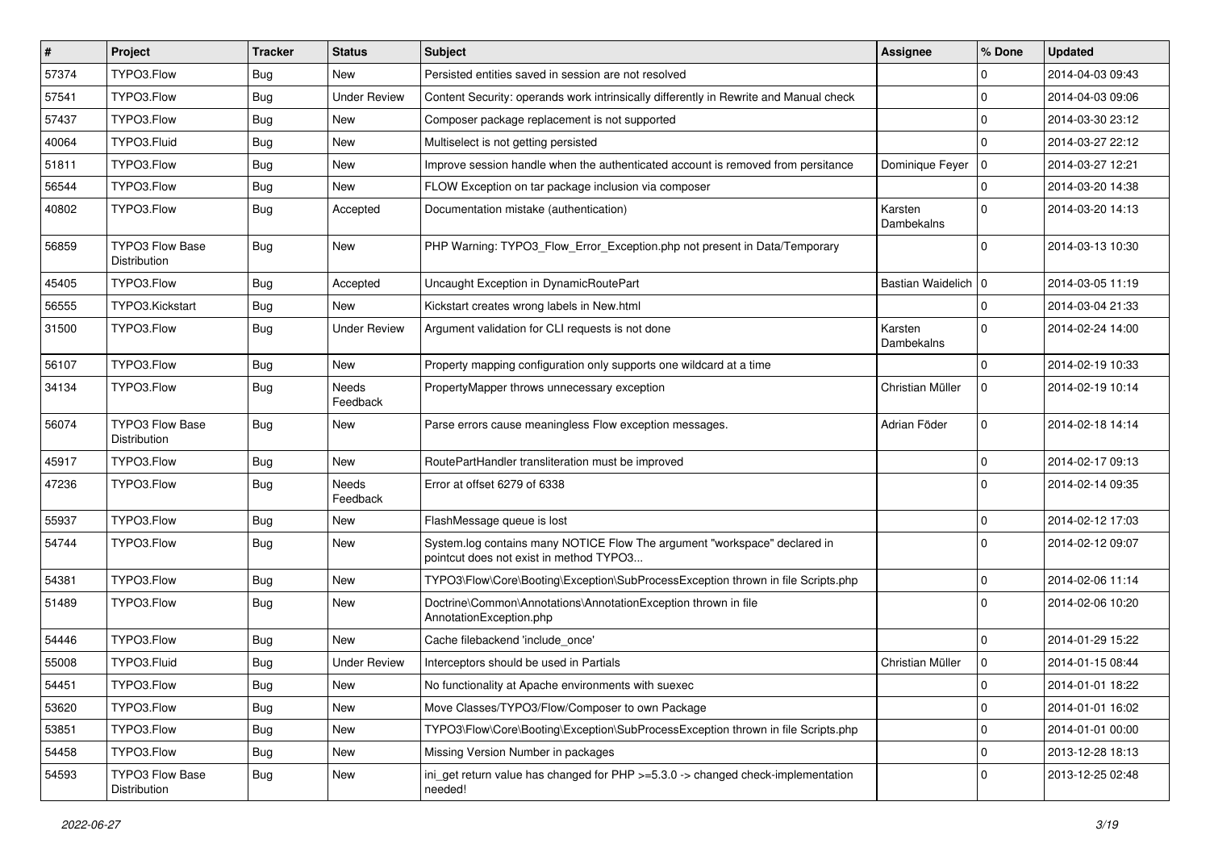| # | Project | Tracker | Status | Subject | Assignee | % Done | Updated |
|---|---|---|---|---|---|---|---|
| 57374 | TYPO3.Flow | Bug | New | Persisted entities saved in session are not resolved | | 0 | 2014-04-03 09:43 |
| 57541 | TYPO3.Flow | Bug | Under Review | Content Security: operands work intrinsically differently in Rewrite and Manual check | | 0 | 2014-04-03 09:06 |
| 57437 | TYPO3.Flow | Bug | New | Composer package replacement is not supported | | 0 | 2014-03-30 23:12 |
| 40064 | TYPO3.Fluid | Bug | New | Multiselect is not getting persisted | | 0 | 2014-03-27 22:12 |
| 51811 | TYPO3.Flow | Bug | New | Improve session handle when the authenticated account is removed from persitance | Dominique Feyer | 0 | 2014-03-27 12:21 |
| 56544 | TYPO3.Flow | Bug | New | FLOW Exception on tar package inclusion via composer | | 0 | 2014-03-20 14:38 |
| 40802 | TYPO3.Flow | Bug | Accepted | Documentation mistake (authentication) | Karsten Dambekalns | 0 | 2014-03-20 14:13 |
| 56859 | TYPO3 Flow Base Distribution | Bug | New | PHP Warning: TYPO3_Flow_Error_Exception.php not present in Data/Temporary | | 0 | 2014-03-13 10:30 |
| 45405 | TYPO3.Flow | Bug | Accepted | Uncaught Exception in DynamicRoutePart | Bastian Waidelich | 0 | 2014-03-05 11:19 |
| 56555 | TYPO3.Kickstart | Bug | New | Kickstart creates wrong labels in New.html | | 0 | 2014-03-04 21:33 |
| 31500 | TYPO3.Flow | Bug | Under Review | Argument validation for CLI requests is not done | Karsten Dambekalns | 0 | 2014-02-24 14:00 |
| 56107 | TYPO3.Flow | Bug | New | Property mapping configuration only supports one wildcard at a time | | 0 | 2014-02-19 10:33 |
| 34134 | TYPO3.Flow | Bug | Needs Feedback | PropertyMapper throws unnecessary exception | Christian Müller | 0 | 2014-02-19 10:14 |
| 56074 | TYPO3 Flow Base Distribution | Bug | New | Parse errors cause meaningless Flow exception messages. | Adrian Föder | 0 | 2014-02-18 14:14 |
| 45917 | TYPO3.Flow | Bug | New | RoutePartHandler transliteration must be improved | | 0 | 2014-02-17 09:13 |
| 47236 | TYPO3.Flow | Bug | Needs Feedback | Error at offset 6279 of 6338 | | 0 | 2014-02-14 09:35 |
| 55937 | TYPO3.Flow | Bug | New | FlashMessage queue is lost | | 0 | 2014-02-12 17:03 |
| 54744 | TYPO3.Flow | Bug | New | System.log contains many NOTICE Flow The argument "workspace" declared in pointcut does not exist in method TYPO3... | | 0 | 2014-02-12 09:07 |
| 54381 | TYPO3.Flow | Bug | New | TYPO3\Flow\Core\Booting\Exception\SubProcessException thrown in file Scripts.php | | 0 | 2014-02-06 11:14 |
| 51489 | TYPO3.Flow | Bug | New | Doctrine\Common\Annotations\AnnotationException thrown in file AnnotationException.php | | 0 | 2014-02-06 10:20 |
| 54446 | TYPO3.Flow | Bug | New | Cache filebackend 'include_once' | | 0 | 2014-01-29 15:22 |
| 55008 | TYPO3.Fluid | Bug | Under Review | Interceptors should be used in Partials | Christian Müller | 0 | 2014-01-15 08:44 |
| 54451 | TYPO3.Flow | Bug | New | No functionality at Apache environments with suexec | | 0 | 2014-01-01 18:22 |
| 53620 | TYPO3.Flow | Bug | New | Move Classes/TYPO3/Flow/Composer to own Package | | 0 | 2014-01-01 16:02 |
| 53851 | TYPO3.Flow | Bug | New | TYPO3\Flow\Core\Booting\Exception\SubProcessException thrown in file Scripts.php | | 0 | 2014-01-01 00:00 |
| 54458 | TYPO3.Flow | Bug | New | Missing Version Number in packages | | 0 | 2013-12-28 18:13 |
| 54593 | TYPO3 Flow Base Distribution | Bug | New | ini_get return value has changed for PHP >=5.3.0 -> changed check-implementation needed! | | 0 | 2013-12-25 02:48 |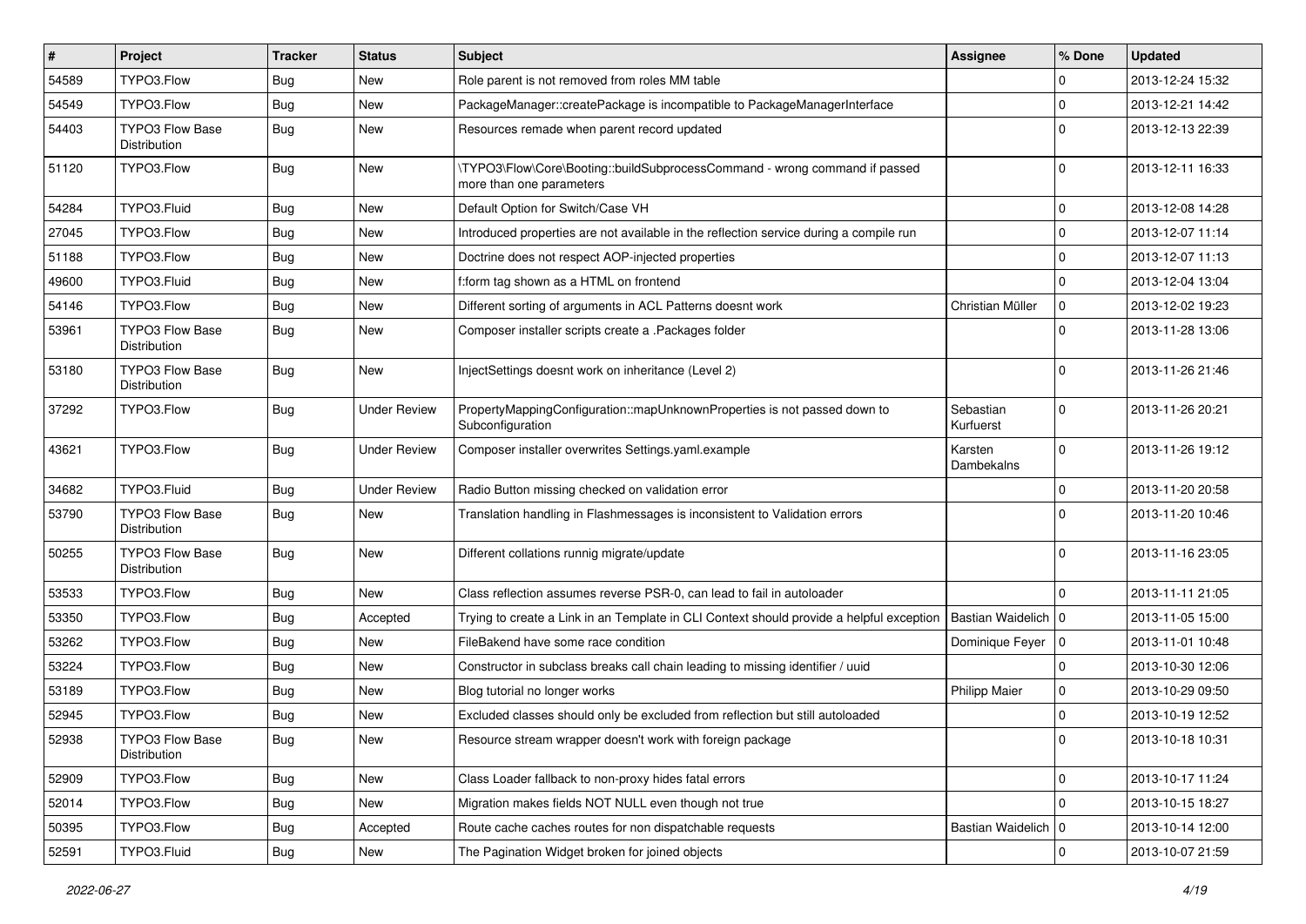| # | Project | Tracker | Status | Subject | Assignee | % Done | Updated |
|---|---|---|---|---|---|---|---|
| 54589 | TYPO3.Flow | Bug | New | Role parent is not removed from roles MM table | | 0 | 2013-12-24 15:32 |
| 54549 | TYPO3.Flow | Bug | New | PackageManager::createPackage is incompatible to PackageManagerInterface | | 0 | 2013-12-21 14:42 |
| 54403 | TYPO3 Flow Base Distribution | Bug | New | Resources remade when parent record updated | | 0 | 2013-12-13 22:39 |
| 51120 | TYPO3.Flow | Bug | New | \TYPO3\Flow\Core\Booting::buildSubprocessCommand - wrong command if passed more than one parameters | | 0 | 2013-12-11 16:33 |
| 54284 | TYPO3.Fluid | Bug | New | Default Option for Switch/Case VH | | 0 | 2013-12-08 14:28 |
| 27045 | TYPO3.Flow | Bug | New | Introduced properties are not available in the reflection service during a compile run | | 0 | 2013-12-07 11:14 |
| 51188 | TYPO3.Flow | Bug | New | Doctrine does not respect AOP-injected properties | | 0 | 2013-12-07 11:13 |
| 49600 | TYPO3.Fluid | Bug | New | f:form tag shown as a HTML on frontend | | 0 | 2013-12-04 13:04 |
| 54146 | TYPO3.Flow | Bug | New | Different sorting of arguments in ACL Patterns doesnt work | Christian Müller | 0 | 2013-12-02 19:23 |
| 53961 | TYPO3 Flow Base Distribution | Bug | New | Composer installer scripts create a .Packages folder | | 0 | 2013-11-28 13:06 |
| 53180 | TYPO3 Flow Base Distribution | Bug | New | InjectSettings doesnt work on inheritance (Level 2) | | 0 | 2013-11-26 21:46 |
| 37292 | TYPO3.Flow | Bug | Under Review | PropertyMappingConfiguration::mapUnknownProperties is not passed down to Subconfiguration | Sebastian Kurfuerst | 0 | 2013-11-26 20:21 |
| 43621 | TYPO3.Flow | Bug | Under Review | Composer installer overwrites Settings.yaml.example | Karsten Dambekalns | 0 | 2013-11-26 19:12 |
| 34682 | TYPO3.Fluid | Bug | Under Review | Radio Button missing checked on validation error | | 0 | 2013-11-20 20:58 |
| 53790 | TYPO3 Flow Base Distribution | Bug | New | Translation handling in Flashmessages is inconsistent to Validation errors | | 0 | 2013-11-20 10:46 |
| 50255 | TYPO3 Flow Base Distribution | Bug | New | Different collations runnig migrate/update | | 0 | 2013-11-16 23:05 |
| 53533 | TYPO3.Flow | Bug | New | Class reflection assumes reverse PSR-0, can lead to fail in autoloader | | 0 | 2013-11-11 21:05 |
| 53350 | TYPO3.Flow | Bug | Accepted | Trying to create a Link in an Template in CLI Context should provide a helpful exception | Bastian Waidelich | 0 | 2013-11-05 15:00 |
| 53262 | TYPO3.Flow | Bug | New | FileBakend have some race condition | Dominique Feyer | 0 | 2013-11-01 10:48 |
| 53224 | TYPO3.Flow | Bug | New | Constructor in subclass breaks call chain leading to missing identifier / uuid | | 0 | 2013-10-30 12:06 |
| 53189 | TYPO3.Flow | Bug | New | Blog tutorial no longer works | Philipp Maier | 0 | 2013-10-29 09:50 |
| 52945 | TYPO3.Flow | Bug | New | Excluded classes should only be excluded from reflection but still autoloaded | | 0 | 2013-10-19 12:52 |
| 52938 | TYPO3 Flow Base Distribution | Bug | New | Resource stream wrapper doesn't work with foreign package | | 0 | 2013-10-18 10:31 |
| 52909 | TYPO3.Flow | Bug | New | Class Loader fallback to non-proxy hides fatal errors | | 0 | 2013-10-17 11:24 |
| 52014 | TYPO3.Flow | Bug | New | Migration makes fields NOT NULL even though not true | | 0 | 2013-10-15 18:27 |
| 50395 | TYPO3.Flow | Bug | Accepted | Route cache caches routes for non dispatchable requests | Bastian Waidelich | 0 | 2013-10-14 12:00 |
| 52591 | TYPO3.Fluid | Bug | New | The Pagination Widget broken for joined objects | | 0 | 2013-10-07 21:59 |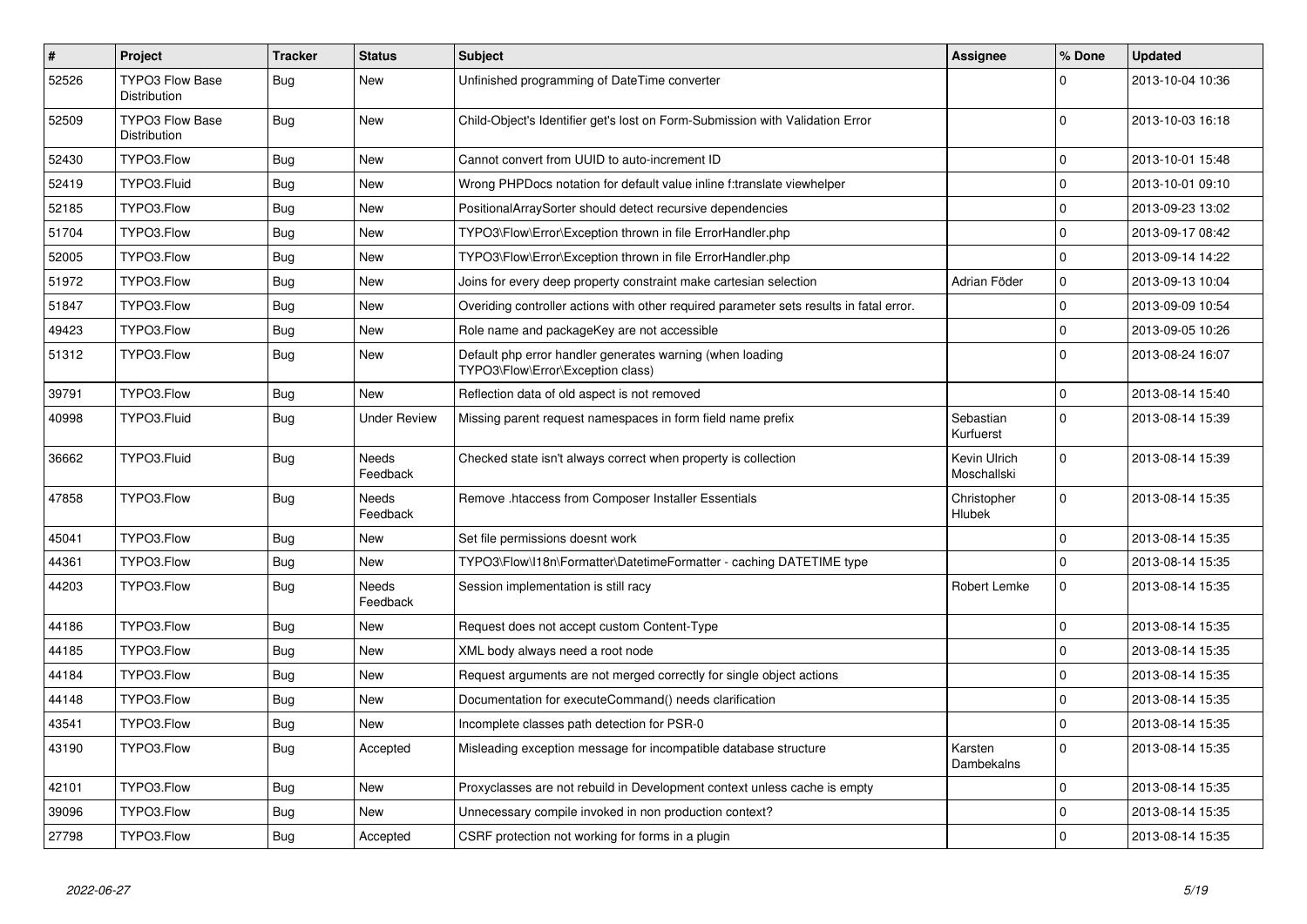| # | Project | Tracker | Status | Subject | Assignee | % Done | Updated |
|---|---|---|---|---|---|---|---|
| 52526 | TYPO3 Flow Base Distribution | Bug | New | Unfinished programming of DateTime converter | | 0 | 2013-10-04 10:36 |
| 52509 | TYPO3 Flow Base Distribution | Bug | New | Child-Object's Identifier get's lost on Form-Submission with Validation Error | | 0 | 2013-10-03 16:18 |
| 52430 | TYPO3.Flow | Bug | New | Cannot convert from UUID to auto-increment ID | | 0 | 2013-10-01 15:48 |
| 52419 | TYPO3.Fluid | Bug | New | Wrong PHPDocs notation for default value inline f:translate viewhelper | | 0 | 2013-10-01 09:10 |
| 52185 | TYPO3.Flow | Bug | New | PositionalArraySorter should detect recursive dependencies | | 0 | 2013-09-23 13:02 |
| 51704 | TYPO3.Flow | Bug | New | TYPO3\Flow\Error\Exception thrown in file ErrorHandler.php | | 0 | 2013-09-17 08:42 |
| 52005 | TYPO3.Flow | Bug | New | TYPO3\Flow\Error\Exception thrown in file ErrorHandler.php | | 0 | 2013-09-14 14:22 |
| 51972 | TYPO3.Flow | Bug | New | Joins for every deep property constraint make cartesian selection | Adrian Föder | 0 | 2013-09-13 10:04 |
| 51847 | TYPO3.Flow | Bug | New | Overiding controller actions with other required parameter sets results in fatal error. | | 0 | 2013-09-09 10:54 |
| 49423 | TYPO3.Flow | Bug | New | Role name and packageKey are not accessible | | 0 | 2013-09-05 10:26 |
| 51312 | TYPO3.Flow | Bug | New | Default php error handler generates warning (when loading TYPO3\Flow\Error\Exception class) | | 0 | 2013-08-24 16:07 |
| 39791 | TYPO3.Flow | Bug | New | Reflection data of old aspect is not removed | | 0 | 2013-08-14 15:40 |
| 40998 | TYPO3.Fluid | Bug | Under Review | Missing parent request namespaces in form field name prefix | Sebastian Kurfuerst | 0 | 2013-08-14 15:39 |
| 36662 | TYPO3.Fluid | Bug | Needs Feedback | Checked state isn't always correct when property is collection | Kevin Ulrich Moschallski | 0 | 2013-08-14 15:39 |
| 47858 | TYPO3.Flow | Bug | Needs Feedback | Remove .htaccess from Composer Installer Essentials | Christopher Hlubek | 0 | 2013-08-14 15:35 |
| 45041 | TYPO3.Flow | Bug | New | Set file permissions doesnt work | | 0 | 2013-08-14 15:35 |
| 44361 | TYPO3.Flow | Bug | New | TYPO3\Flow\I18n\Formatter\DatetimeFormatter - caching DATETIME type | | 0 | 2013-08-14 15:35 |
| 44203 | TYPO3.Flow | Bug | Needs Feedback | Session implementation is still racy | Robert Lemke | 0 | 2013-08-14 15:35 |
| 44186 | TYPO3.Flow | Bug | New | Request does not accept custom Content-Type | | 0 | 2013-08-14 15:35 |
| 44185 | TYPO3.Flow | Bug | New | XML body always need a root node | | 0 | 2013-08-14 15:35 |
| 44184 | TYPO3.Flow | Bug | New | Request arguments are not merged correctly for single object actions | | 0 | 2013-08-14 15:35 |
| 44148 | TYPO3.Flow | Bug | New | Documentation for executeCommand() needs clarification | | 0 | 2013-08-14 15:35 |
| 43541 | TYPO3.Flow | Bug | New | Incomplete classes path detection for PSR-0 | | 0 | 2013-08-14 15:35 |
| 43190 | TYPO3.Flow | Bug | Accepted | Misleading exception message for incompatible database structure | Karsten Dambekalns | 0 | 2013-08-14 15:35 |
| 42101 | TYPO3.Flow | Bug | New | Proxyclasses are not rebuild in Development context unless cache is empty | | 0 | 2013-08-14 15:35 |
| 39096 | TYPO3.Flow | Bug | New | Unnecessary compile invoked in non production context? | | 0 | 2013-08-14 15:35 |
| 27798 | TYPO3.Flow | Bug | Accepted | CSRF protection not working for forms in a plugin | | 0 | 2013-08-14 15:35 |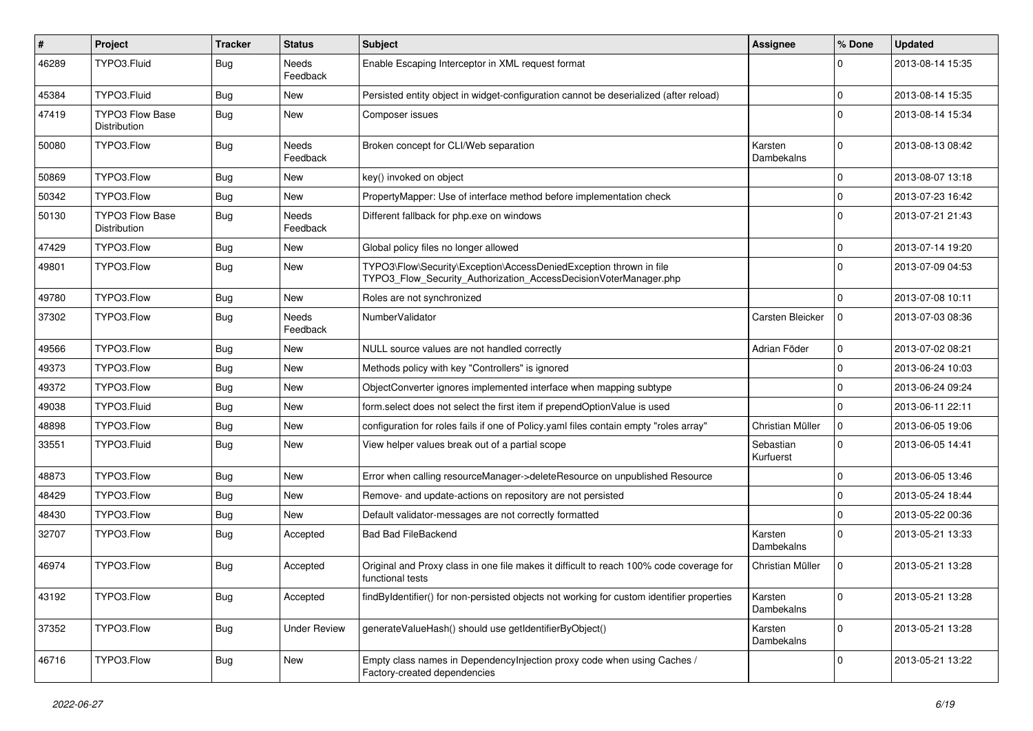| # | Project | Tracker | Status | Subject | Assignee | % Done | Updated |
|---|---|---|---|---|---|---|---|
| 46289 | TYPO3.Fluid | Bug | Needs Feedback | Enable Escaping Interceptor in XML request format | | 0 | 2013-08-14 15:35 |
| 45384 | TYPO3.Fluid | Bug | New | Persisted entity object in widget-configuration cannot be deserialized (after reload) | | 0 | 2013-08-14 15:35 |
| 47419 | TYPO3 Flow Base Distribution | Bug | New | Composer issues | | 0 | 2013-08-14 15:34 |
| 50080 | TYPO3.Flow | Bug | Needs Feedback | Broken concept for CLI/Web separation | Karsten Dambekalns | 0 | 2013-08-13 08:42 |
| 50869 | TYPO3.Flow | Bug | New | key() invoked on object | | 0 | 2013-08-07 13:18 |
| 50342 | TYPO3.Flow | Bug | New | PropertyMapper: Use of interface method before implementation check | | 0 | 2013-07-23 16:42 |
| 50130 | TYPO3 Flow Base Distribution | Bug | Needs Feedback | Different fallback for php.exe on windows | | 0 | 2013-07-21 21:43 |
| 47429 | TYPO3.Flow | Bug | New | Global policy files no longer allowed | | 0 | 2013-07-14 19:20 |
| 49801 | TYPO3.Flow | Bug | New | TYPO3\Flow\Security\Exception\AccessDeniedException thrown in file TYPO3_Flow_Security_Authorization_AccessDecisionVoterManager.php | | 0 | 2013-07-09 04:53 |
| 49780 | TYPO3.Flow | Bug | New | Roles are not synchronized | | 0 | 2013-07-08 10:11 |
| 37302 | TYPO3.Flow | Bug | Needs Feedback | NumberValidator | Carsten Bleicker | 0 | 2013-07-03 08:36 |
| 49566 | TYPO3.Flow | Bug | New | NULL source values are not handled correctly | Adrian Föder | 0 | 2013-07-02 08:21 |
| 49373 | TYPO3.Flow | Bug | New | Methods policy with key "Controllers" is ignored | | 0 | 2013-06-24 10:03 |
| 49372 | TYPO3.Flow | Bug | New | ObjectConverter ignores implemented interface when mapping subtype | | 0 | 2013-06-24 09:24 |
| 49038 | TYPO3.Fluid | Bug | New | form.select does not select the first item if prependOptionValue is used | | 0 | 2013-06-11 22:11 |
| 48898 | TYPO3.Flow | Bug | New | configuration for roles fails if one of Policy.yaml files contain empty "roles array" | Christian Müller | 0 | 2013-06-05 19:06 |
| 33551 | TYPO3.Fluid | Bug | New | View helper values break out of a partial scope | Sebastian Kurfuerst | 0 | 2013-06-05 14:41 |
| 48873 | TYPO3.Flow | Bug | New | Error when calling resourceManager->deleteResource on unpublished Resource | | 0 | 2013-06-05 13:46 |
| 48429 | TYPO3.Flow | Bug | New | Remove- and update-actions on repository are not persisted | | 0 | 2013-05-24 18:44 |
| 48430 | TYPO3.Flow | Bug | New | Default validator-messages are not correctly formatted | | 0 | 2013-05-22 00:36 |
| 32707 | TYPO3.Flow | Bug | Accepted | Bad Bad FileBackend | Karsten Dambekalns | 0 | 2013-05-21 13:33 |
| 46974 | TYPO3.Flow | Bug | Accepted | Original and Proxy class in one file makes it difficult to reach 100% code coverage for functional tests | Christian Müller | 0 | 2013-05-21 13:28 |
| 43192 | TYPO3.Flow | Bug | Accepted | findByIdentifier() for non-persisted objects not working for custom identifier properties | Karsten Dambekalns | 0 | 2013-05-21 13:28 |
| 37352 | TYPO3.Flow | Bug | Under Review | generateValueHash() should use getIdentifierByObject() | Karsten Dambekalns | 0 | 2013-05-21 13:28 |
| 46716 | TYPO3.Flow | Bug | New | Empty class names in DependencyInjection proxy code when using Caches / Factory-created dependencies | | 0 | 2013-05-21 13:22 |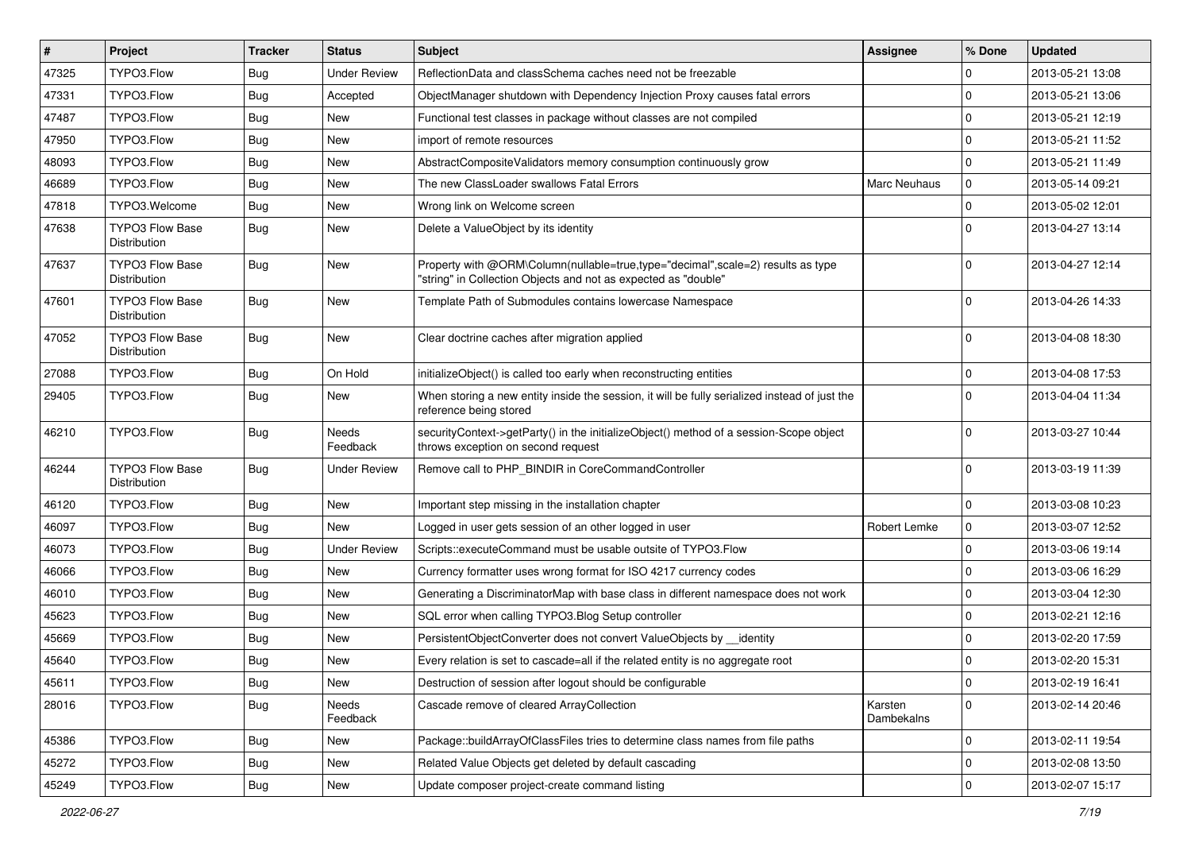| # | Project | Tracker | Status | Subject | Assignee | % Done | Updated |
|---|---|---|---|---|---|---|---|
| 47325 | TYPO3.Flow | Bug | Under Review | ReflectionData and classSchema caches need not be freezable | | 0 | 2013-05-21 13:08 |
| 47331 | TYPO3.Flow | Bug | Accepted | ObjectManager shutdown with Dependency Injection Proxy causes fatal errors | | 0 | 2013-05-21 13:06 |
| 47487 | TYPO3.Flow | Bug | New | Functional test classes in package without classes are not compiled | | 0 | 2013-05-21 12:19 |
| 47950 | TYPO3.Flow | Bug | New | import of remote resources | | 0 | 2013-05-21 11:52 |
| 48093 | TYPO3.Flow | Bug | New | AbstractCompositeValidators memory consumption continuously grow | | 0 | 2013-05-21 11:49 |
| 46689 | TYPO3.Flow | Bug | New | The new ClassLoader swallows Fatal Errors | Marc Neuhaus | 0 | 2013-05-14 09:21 |
| 47818 | TYPO3.Welcome | Bug | New | Wrong link on Welcome screen | | 0 | 2013-05-02 12:01 |
| 47638 | TYPO3 Flow Base Distribution | Bug | New | Delete a ValueObject by its identity | | 0 | 2013-04-27 13:14 |
| 47637 | TYPO3 Flow Base Distribution | Bug | New | Property with @ORM\Column(nullable=true,type="decimal",scale=2) results as type "string" in Collection Objects and not as expected as "double" | | 0 | 2013-04-27 12:14 |
| 47601 | TYPO3 Flow Base Distribution | Bug | New | Template Path of Submodules contains lowercase Namespace | | 0 | 2013-04-26 14:33 |
| 47052 | TYPO3 Flow Base Distribution | Bug | New | Clear doctrine caches after migration applied | | 0 | 2013-04-08 18:30 |
| 27088 | TYPO3.Flow | Bug | On Hold | initializeObject() is called too early when reconstructing entities | | 0 | 2013-04-08 17:53 |
| 29405 | TYPO3.Flow | Bug | New | When storing a new entity inside the session, it will be fully serialized instead of just the reference being stored | | 0 | 2013-04-04 11:34 |
| 46210 | TYPO3.Flow | Bug | Needs Feedback | securityContext->getParty() in the initializeObject() method of a session-Scope object throws exception on second request | | 0 | 2013-03-27 10:44 |
| 46244 | TYPO3 Flow Base Distribution | Bug | Under Review | Remove call to PHP_BINDIR in CoreCommandController | | 0 | 2013-03-19 11:39 |
| 46120 | TYPO3.Flow | Bug | New | Important step missing in the installation chapter | | 0 | 2013-03-08 10:23 |
| 46097 | TYPO3.Flow | Bug | New | Logged in user gets session of an other logged in user | Robert Lemke | 0 | 2013-03-07 12:52 |
| 46073 | TYPO3.Flow | Bug | Under Review | Scripts::executeCommand must be usable outsite of TYPO3.Flow | | 0 | 2013-03-06 19:14 |
| 46066 | TYPO3.Flow | Bug | New | Currency formatter uses wrong format for ISO 4217 currency codes | | 0 | 2013-03-06 16:29 |
| 46010 | TYPO3.Flow | Bug | New | Generating a DiscriminatorMap with base class in different namespace does not work | | 0 | 2013-03-04 12:30 |
| 45623 | TYPO3.Flow | Bug | New | SQL error when calling TYPO3.Blog Setup controller | | 0 | 2013-02-21 12:16 |
| 45669 | TYPO3.Flow | Bug | New | PersistentObjectConverter does not convert ValueObjects by __identity | | 0 | 2013-02-20 17:59 |
| 45640 | TYPO3.Flow | Bug | New | Every relation is set to cascade=all if the related entity is no aggregate root | | 0 | 2013-02-20 15:31 |
| 45611 | TYPO3.Flow | Bug | New | Destruction of session after logout should be configurable | | 0 | 2013-02-19 16:41 |
| 28016 | TYPO3.Flow | Bug | Needs Feedback | Cascade remove of cleared ArrayCollection | Karsten Dambekalns | 0 | 2013-02-14 20:46 |
| 45386 | TYPO3.Flow | Bug | New | Package::buildArrayOfClassFiles tries to determine class names from file paths | | 0 | 2013-02-11 19:54 |
| 45272 | TYPO3.Flow | Bug | New | Related Value Objects get deleted by default cascading | | 0 | 2013-02-08 13:50 |
| 45249 | TYPO3.Flow | Bug | New | Update composer project-create command listing | | 0 | 2013-02-07 15:17 |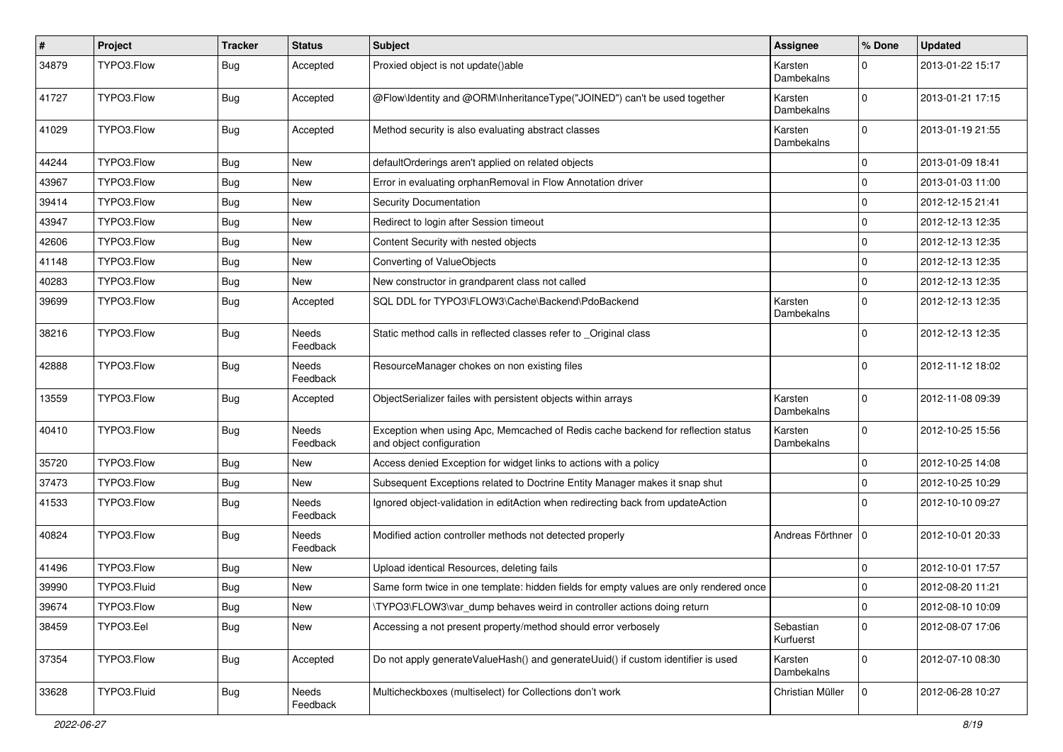| # | Project | Tracker | Status | Subject | Assignee | % Done | Updated |
|---|---|---|---|---|---|---|---|
| 34879 | TYPO3.Flow | Bug | Accepted | Proxied object is not update()able | Karsten Dambekalns | 0 | 2013-01-22 15:17 |
| 41727 | TYPO3.Flow | Bug | Accepted | @Flow\Identity and @ORM\InheritanceType("JOINED") can't be used together | Karsten Dambekalns | 0 | 2013-01-21 17:15 |
| 41029 | TYPO3.Flow | Bug | Accepted | Method security is also evaluating abstract classes | Karsten Dambekalns | 0 | 2013-01-19 21:55 |
| 44244 | TYPO3.Flow | Bug | New | defaultOrderings aren't applied on related objects | | 0 | 2013-01-09 18:41 |
| 43967 | TYPO3.Flow | Bug | New | Error in evaluating orphanRemoval in Flow Annotation driver | | 0 | 2013-01-03 11:00 |
| 39414 | TYPO3.Flow | Bug | New | Security Documentation | | 0 | 2012-12-15 21:41 |
| 43947 | TYPO3.Flow | Bug | New | Redirect to login after Session timeout | | 0 | 2012-12-13 12:35 |
| 42606 | TYPO3.Flow | Bug | New | Content Security with nested objects | | 0 | 2012-12-13 12:35 |
| 41148 | TYPO3.Flow | Bug | New | Converting of ValueObjects | | 0 | 2012-12-13 12:35 |
| 40283 | TYPO3.Flow | Bug | New | New constructor in grandparent class not called | | 0 | 2012-12-13 12:35 |
| 39699 | TYPO3.Flow | Bug | Accepted | SQL DDL for TYPO3\FLOW3\Cache\Backend\PdoBackend | Karsten Dambekalns | 0 | 2012-12-13 12:35 |
| 38216 | TYPO3.Flow | Bug | Needs Feedback | Static method calls in reflected classes refer to _Original class | | 0 | 2012-12-13 12:35 |
| 42888 | TYPO3.Flow | Bug | Needs Feedback | ResourceManager chokes on non existing files | | 0 | 2012-11-12 18:02 |
| 13559 | TYPO3.Flow | Bug | Accepted | ObjectSerializer failes with persistent objects within arrays | Karsten Dambekalns | 0 | 2012-11-08 09:39 |
| 40410 | TYPO3.Flow | Bug | Needs Feedback | Exception when using Apc, Memcached of Redis cache backend for reflection status and object configuration | Karsten Dambekalns | 0 | 2012-10-25 15:56 |
| 35720 | TYPO3.Flow | Bug | New | Access denied Exception for widget links to actions with a policy | | 0 | 2012-10-25 14:08 |
| 37473 | TYPO3.Flow | Bug | New | Subsequent Exceptions related to Doctrine Entity Manager makes it snap shut | | 0 | 2012-10-25 10:29 |
| 41533 | TYPO3.Flow | Bug | Needs Feedback | Ignored object-validation in editAction when redirecting back from updateAction | | 0 | 2012-10-10 09:27 |
| 40824 | TYPO3.Flow | Bug | Needs Feedback | Modified action controller methods not detected properly | Andreas Förthner | 0 | 2012-10-01 20:33 |
| 41496 | TYPO3.Flow | Bug | New | Upload identical Resources, deleting fails | | 0 | 2012-10-01 17:57 |
| 39990 | TYPO3.Fluid | Bug | New | Same form twice in one template: hidden fields for empty values are only rendered once | | 0 | 2012-08-20 11:21 |
| 39674 | TYPO3.Flow | Bug | New | \TYPO3\FLOW3\var_dump behaves weird in controller actions doing return | | 0 | 2012-08-10 10:09 |
| 38459 | TYPO3.Eel | Bug | New | Accessing a not present property/method should error verbosely | Sebastian Kurfuerst | 0 | 2012-08-07 17:06 |
| 37354 | TYPO3.Flow | Bug | Accepted | Do not apply generateValueHash() and generateUuid() if custom identifier is used | Karsten Dambekalns | 0 | 2012-07-10 08:30 |
| 33628 | TYPO3.Fluid | Bug | Needs Feedback | Multicheckboxes (multiselect) for Collections don't work | Christian Müller | 0 | 2012-06-28 10:27 |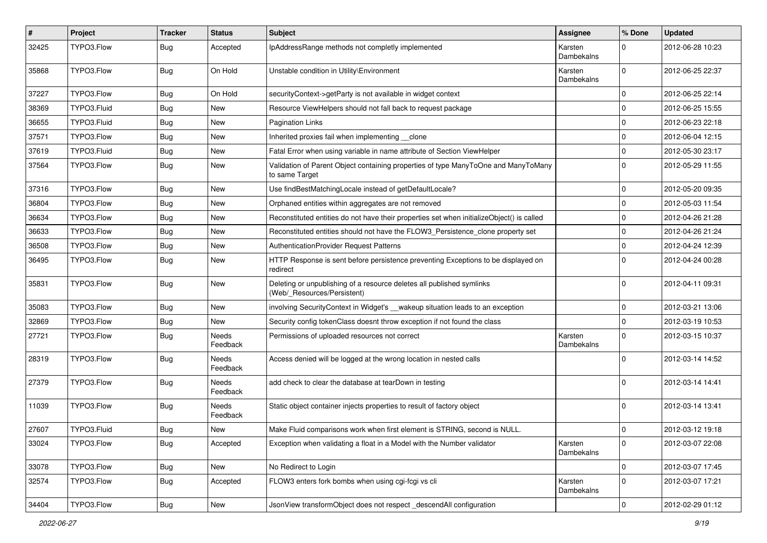| # | Project | Tracker | Status | Subject | Assignee | % Done | Updated |
|---|---|---|---|---|---|---|---|
| 32425 | TYPO3.Flow | Bug | Accepted | IpAddressRange methods not completly implemented | Karsten Dambekalns | 0 | 2012-06-28 10:23 |
| 35868 | TYPO3.Flow | Bug | On Hold | Unstable condition in Utility\Environment | Karsten Dambekalns | 0 | 2012-06-25 22:37 |
| 37227 | TYPO3.Flow | Bug | On Hold | securityContext->getParty is not available in widget context | | 0 | 2012-06-25 22:14 |
| 38369 | TYPO3.Fluid | Bug | New | Resource ViewHelpers should not fall back to request package | | 0 | 2012-06-25 15:55 |
| 36655 | TYPO3.Fluid | Bug | New | Pagination Links | | 0 | 2012-06-23 22:18 |
| 37571 | TYPO3.Flow | Bug | New | Inherited proxies fail when implementing __clone | | 0 | 2012-06-04 12:15 |
| 37619 | TYPO3.Fluid | Bug | New | Fatal Error when using variable in name attribute of Section ViewHelper | | 0 | 2012-05-30 23:17 |
| 37564 | TYPO3.Flow | Bug | New | Validation of Parent Object containing properties of type ManyToOne and ManyToMany to same Target | | 0 | 2012-05-29 11:55 |
| 37316 | TYPO3.Flow | Bug | New | Use findBestMatchingLocale instead of getDefaultLocale? | | 0 | 2012-05-20 09:35 |
| 36804 | TYPO3.Flow | Bug | New | Orphaned entities within aggregates are not removed | | 0 | 2012-05-03 11:54 |
| 36634 | TYPO3.Flow | Bug | New | Reconstituted entities do not have their properties set when initializeObject() is called | | 0 | 2012-04-26 21:28 |
| 36633 | TYPO3.Flow | Bug | New | Reconstituted entities should not have the FLOW3_Persistence_clone property set | | 0 | 2012-04-26 21:24 |
| 36508 | TYPO3.Flow | Bug | New | AuthenticationProvider Request Patterns | | 0 | 2012-04-24 12:39 |
| 36495 | TYPO3.Flow | Bug | New | HTTP Response is sent before persistence preventing Exceptions to be displayed on redirect | | 0 | 2012-04-24 00:28 |
| 35831 | TYPO3.Flow | Bug | New | Deleting or unpublishing of a resource deletes all published symlinks (Web/_Resources/Persistent) | | 0 | 2012-04-11 09:31 |
| 35083 | TYPO3.Flow | Bug | New | involving SecurityContext in Widget's __wakeup situation leads to an exception | | 0 | 2012-03-21 13:06 |
| 32869 | TYPO3.Flow | Bug | New | Security config tokenClass doesnt throw exception if not found the class | | 0 | 2012-03-19 10:53 |
| 27721 | TYPO3.Flow | Bug | Needs Feedback | Permissions of uploaded resources not correct | Karsten Dambekalns | 0 | 2012-03-15 10:37 |
| 28319 | TYPO3.Flow | Bug | Needs Feedback | Access denied will be logged at the wrong location in nested calls | | 0 | 2012-03-14 14:52 |
| 27379 | TYPO3.Flow | Bug | Needs Feedback | add check to clear the database at tearDown in testing | | 0 | 2012-03-14 14:41 |
| 11039 | TYPO3.Flow | Bug | Needs Feedback | Static object container injects properties to result of factory object | | 0 | 2012-03-14 13:41 |
| 27607 | TYPO3.Fluid | Bug | New | Make Fluid comparisons work when first element is STRING, second is NULL. | | 0 | 2012-03-12 19:18 |
| 33024 | TYPO3.Flow | Bug | Accepted | Exception when validating a float in a Model with the Number validator | Karsten Dambekalns | 0 | 2012-03-07 22:08 |
| 33078 | TYPO3.Flow | Bug | New | No Redirect to Login | | 0 | 2012-03-07 17:45 |
| 32574 | TYPO3.Flow | Bug | Accepted | FLOW3 enters fork bombs when using cgi-fcgi vs cli | Karsten Dambekalns | 0 | 2012-03-07 17:21 |
| 34404 | TYPO3.Flow | Bug | New | JsonView transformObject does not respect _descendAll configuration | | 0 | 2012-02-29 01:12 |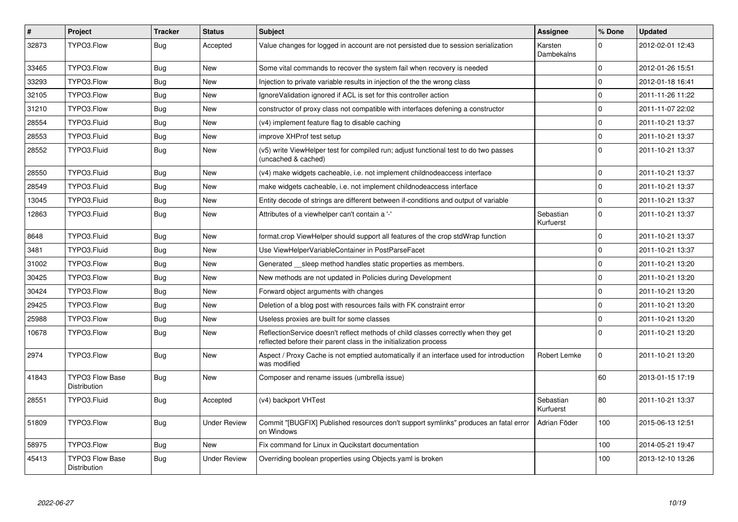| # | Project | Tracker | Status | Subject | Assignee | % Done | Updated |
| --- | --- | --- | --- | --- | --- | --- | --- |
| 32873 | TYPO3.Flow | Bug | Accepted | Value changes for logged in account are not persisted due to session serialization | Karsten Dambekalns | 0 | 2012-02-01 12:43 |
| 33465 | TYPO3.Flow | Bug | New | Some vital commands to recover the system fail when recovery is needed | | 0 | 2012-01-26 15:51 |
| 33293 | TYPO3.Flow | Bug | New | Injection to private variable results in injection of the the wrong class | | 0 | 2012-01-18 16:41 |
| 32105 | TYPO3.Flow | Bug | New | IgnoreValidation ignored if ACL is set for this controller action | | 0 | 2011-11-26 11:22 |
| 31210 | TYPO3.Flow | Bug | New | constructor of proxy class not compatible with interfaces defening a constructor | | 0 | 2011-11-07 22:02 |
| 28554 | TYPO3.Fluid | Bug | New | (v4) implement feature flag to disable caching | | 0 | 2011-10-21 13:37 |
| 28553 | TYPO3.Fluid | Bug | New | improve XHProf test setup | | 0 | 2011-10-21 13:37 |
| 28552 | TYPO3.Fluid | Bug | New | (v5) write ViewHelper test for compiled run; adjust functional test to do two passes (uncached & cached) | | 0 | 2011-10-21 13:37 |
| 28550 | TYPO3.Fluid | Bug | New | (v4) make widgets cacheable, i.e. not implement childnodeaccess interface | | 0 | 2011-10-21 13:37 |
| 28549 | TYPO3.Fluid | Bug | New | make widgets cacheable, i.e. not implement childnodeaccess interface | | 0 | 2011-10-21 13:37 |
| 13045 | TYPO3.Fluid | Bug | New | Entity decode of strings are different between if-conditions and output of variable | | 0 | 2011-10-21 13:37 |
| 12863 | TYPO3.Fluid | Bug | New | Attributes of a viewhelper can't contain a '-' | Sebastian Kurfuerst | 0 | 2011-10-21 13:37 |
| 8648 | TYPO3.Fluid | Bug | New | format.crop ViewHelper should support all features of the crop stdWrap function | | 0 | 2011-10-21 13:37 |
| 3481 | TYPO3.Fluid | Bug | New | Use ViewHelperVariableContainer in PostParseFacet | | 0 | 2011-10-21 13:37 |
| 31002 | TYPO3.Flow | Bug | New | Generated __sleep method handles static properties as members. | | 0 | 2011-10-21 13:20 |
| 30425 | TYPO3.Flow | Bug | New | New methods are not updated in Policies during Development | | 0 | 2011-10-21 13:20 |
| 30424 | TYPO3.Flow | Bug | New | Forward object arguments with changes | | 0 | 2011-10-21 13:20 |
| 29425 | TYPO3.Flow | Bug | New | Deletion of a blog post with resources fails with FK constraint error | | 0 | 2011-10-21 13:20 |
| 25988 | TYPO3.Flow | Bug | New | Useless proxies are built for some classes | | 0 | 2011-10-21 13:20 |
| 10678 | TYPO3.Flow | Bug | New | ReflectionService doesn't reflect methods of child classes correctly when they get reflected before their parent class in the initialization process | | 0 | 2011-10-21 13:20 |
| 2974 | TYPO3.Flow | Bug | New | Aspect / Proxy Cache is not emptied automatically if an interface used for introduction was modified | Robert Lemke | 0 | 2011-10-21 13:20 |
| 41843 | TYPO3 Flow Base Distribution | Bug | New | Composer and rename issues (umbrella issue) | | 60 | 2013-01-15 17:19 |
| 28551 | TYPO3.Fluid | Bug | Accepted | (v4) backport VHTest | Sebastian Kurfuerst | 80 | 2011-10-21 13:37 |
| 51809 | TYPO3.Flow | Bug | Under Review | Commit "[BUGFIX] Published resources don't support symlinks" produces an fatal error on Windows | Adrian Föder | 100 | 2015-06-13 12:51 |
| 58975 | TYPO3.Flow | Bug | New | Fix command for Linux in Qucikstart documentation | | 100 | 2014-05-21 19:47 |
| 45413 | TYPO3 Flow Base Distribution | Bug | Under Review | Overriding boolean properties using Objects.yaml is broken | | 100 | 2013-12-10 13:26 |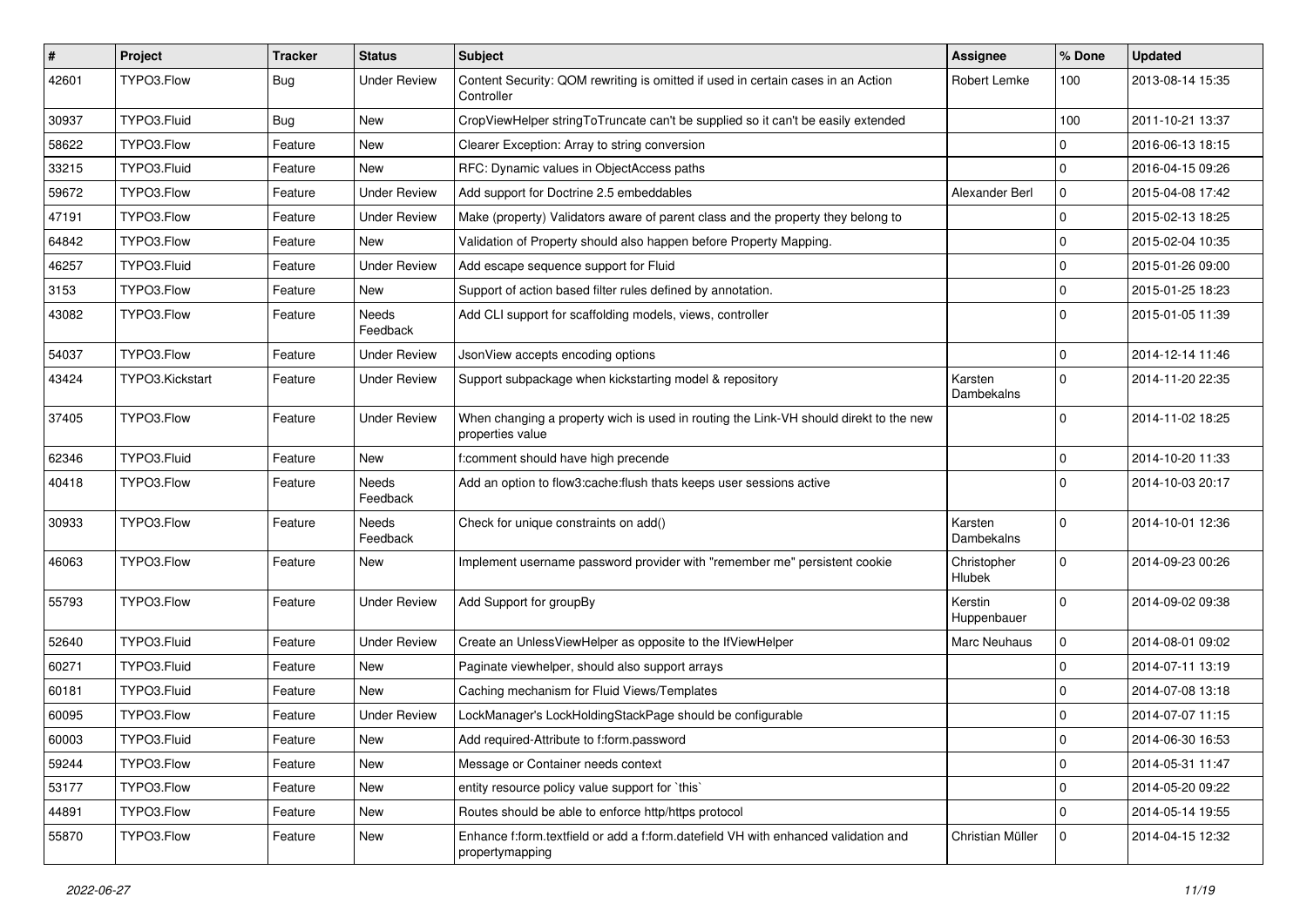| # | Project | Tracker | Status | Subject | Assignee | % Done | Updated |
|---|---|---|---|---|---|---|---|
| 42601 | TYPO3.Flow | Bug | Under Review | Content Security: QOM rewriting is omitted if used in certain cases in an Action Controller | Robert Lemke | 100 | 2013-08-14 15:35 |
| 30937 | TYPO3.Fluid | Bug | New | CropViewHelper stringToTruncate can't be supplied so it can't be easily extended | | 100 | 2011-10-21 13:37 |
| 58622 | TYPO3.Flow | Feature | New | Clearer Exception: Array to string conversion | | 0 | 2016-06-13 18:15 |
| 33215 | TYPO3.Fluid | Feature | New | RFC: Dynamic values in ObjectAccess paths | | 0 | 2016-04-15 09:26 |
| 59672 | TYPO3.Flow | Feature | Under Review | Add support for Doctrine 2.5 embeddables | Alexander Berl | 0 | 2015-04-08 17:42 |
| 47191 | TYPO3.Flow | Feature | Under Review | Make (property) Validators aware of parent class and the property they belong to | | 0 | 2015-02-13 18:25 |
| 64842 | TYPO3.Flow | Feature | New | Validation of Property should also happen before Property Mapping. | | 0 | 2015-02-04 10:35 |
| 46257 | TYPO3.Fluid | Feature | Under Review | Add escape sequence support for Fluid | | 0 | 2015-01-26 09:00 |
| 3153 | TYPO3.Flow | Feature | New | Support of action based filter rules defined by annotation. | | 0 | 2015-01-25 18:23 |
| 43082 | TYPO3.Flow | Feature | Needs Feedback | Add CLI support for scaffolding models, views, controller | | 0 | 2015-01-05 11:39 |
| 54037 | TYPO3.Flow | Feature | Under Review | JsonView accepts encoding options | | 0 | 2014-12-14 11:46 |
| 43424 | TYPO3.Kickstart | Feature | Under Review | Support subpackage when kickstarting model & repository | Karsten Dambekalns | 0 | 2014-11-20 22:35 |
| 37405 | TYPO3.Flow | Feature | Under Review | When changing a property wich is used in routing the Link-VH should direkt to the new properties value | | 0 | 2014-11-02 18:25 |
| 62346 | TYPO3.Fluid | Feature | New | f:comment should have high precende | | 0 | 2014-10-20 11:33 |
| 40418 | TYPO3.Flow | Feature | Needs Feedback | Add an option to flow3:cache:flush thats keeps user sessions active | | 0 | 2014-10-03 20:17 |
| 30933 | TYPO3.Flow | Feature | Needs Feedback | Check for unique constraints on add() | Karsten Dambekalns | 0 | 2014-10-01 12:36 |
| 46063 | TYPO3.Flow | Feature | New | Implement username password provider with "remember me" persistent cookie | Christopher Hlubek | 0 | 2014-09-23 00:26 |
| 55793 | TYPO3.Flow | Feature | Under Review | Add Support for groupBy | Kerstin Huppenbauer | 0 | 2014-09-02 09:38 |
| 52640 | TYPO3.Fluid | Feature | Under Review | Create an UnlessViewHelper as opposite to the IfViewHelper | Marc Neuhaus | 0 | 2014-08-01 09:02 |
| 60271 | TYPO3.Fluid | Feature | New | Paginate viewhelper, should also support arrays | | 0 | 2014-07-11 13:19 |
| 60181 | TYPO3.Fluid | Feature | New | Caching mechanism for Fluid Views/Templates | | 0 | 2014-07-08 13:18 |
| 60095 | TYPO3.Flow | Feature | Under Review | LockManager's LockHoldingStackPage should be configurable | | 0 | 2014-07-07 11:15 |
| 60003 | TYPO3.Fluid | Feature | New | Add required-Attribute to f:form.password | | 0 | 2014-06-30 16:53 |
| 59244 | TYPO3.Flow | Feature | New | Message or Container needs context | | 0 | 2014-05-31 11:47 |
| 53177 | TYPO3.Flow | Feature | New | entity resource policy value support for `this` | | 0 | 2014-05-20 09:22 |
| 44891 | TYPO3.Flow | Feature | New | Routes should be able to enforce http/https protocol | | 0 | 2014-05-14 19:55 |
| 55870 | TYPO3.Flow | Feature | New | Enhance f:form.textfield or add a f:form.datefield VH with enhanced validation and propertymapping | Christian Müller | 0 | 2014-04-15 12:32 |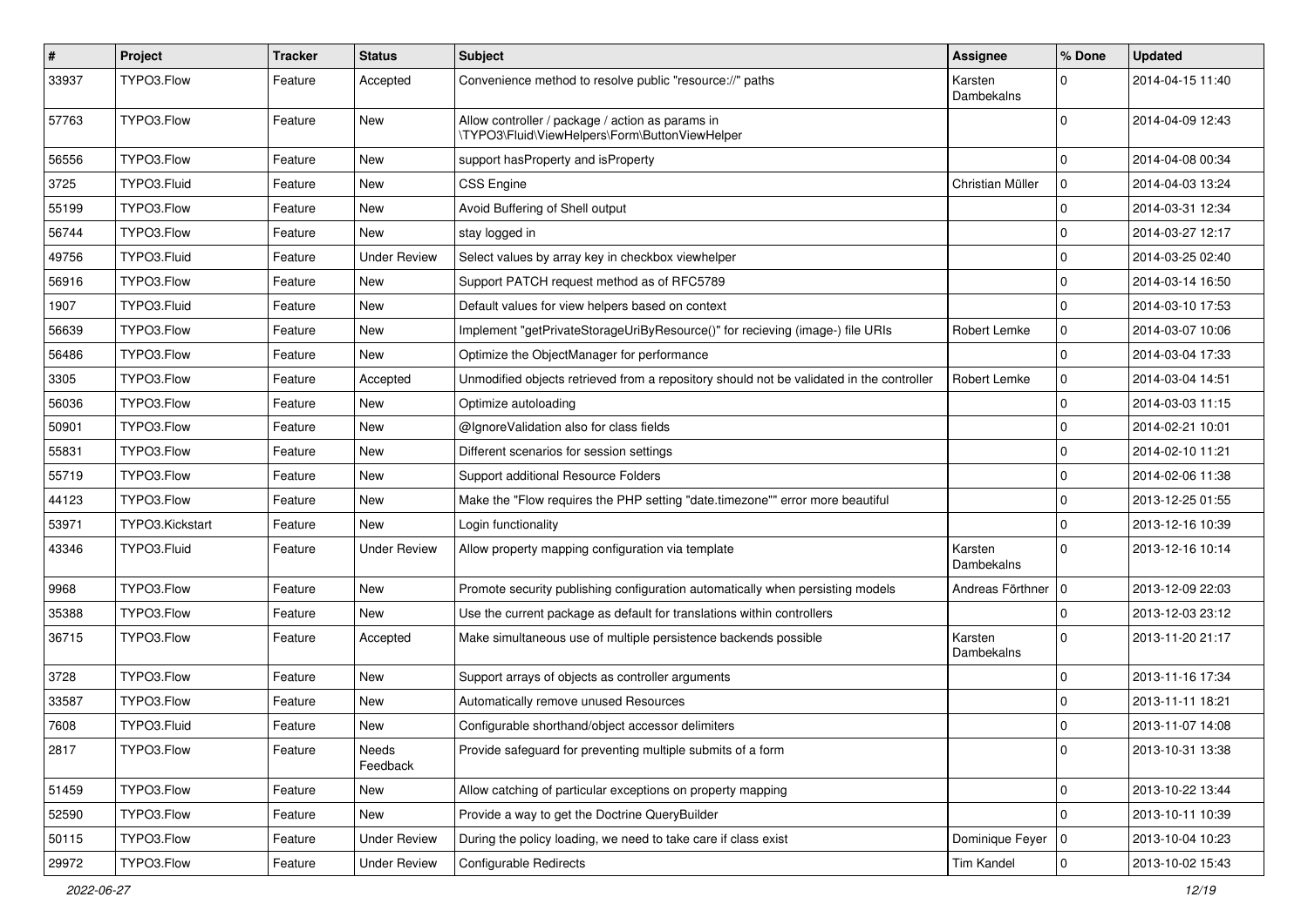| # | Project | Tracker | Status | Subject | Assignee | % Done | Updated |
|---|---|---|---|---|---|---|---|
| 33937 | TYPO3.Flow | Feature | Accepted | Convenience method to resolve public "resource://" paths | Karsten Dambekalns | 0 | 2014-04-15 11:40 |
| 57763 | TYPO3.Flow | Feature | New | Allow controller / package / action as params in \TYPO3\Fluid\ViewHelpers\Form\ButtonViewHelper | | 0 | 2014-04-09 12:43 |
| 56556 | TYPO3.Flow | Feature | New | support hasProperty and isProperty | | 0 | 2014-04-08 00:34 |
| 3725 | TYPO3.Fluid | Feature | New | CSS Engine | Christian Müller | 0 | 2014-04-03 13:24 |
| 55199 | TYPO3.Flow | Feature | New | Avoid Buffering of Shell output | | 0 | 2014-03-31 12:34 |
| 56744 | TYPO3.Flow | Feature | New | stay logged in | | 0 | 2014-03-27 12:17 |
| 49756 | TYPO3.Fluid | Feature | Under Review | Select values by array key in checkbox viewhelper | | 0 | 2014-03-25 02:40 |
| 56916 | TYPO3.Flow | Feature | New | Support PATCH request method as of RFC5789 | | 0 | 2014-03-14 16:50 |
| 1907 | TYPO3.Fluid | Feature | New | Default values for view helpers based on context | | 0 | 2014-03-10 17:53 |
| 56639 | TYPO3.Flow | Feature | New | Implement "getPrivateStorageUriByResource()" for recieving (image-) file URIs | Robert Lemke | 0 | 2014-03-07 10:06 |
| 56486 | TYPO3.Flow | Feature | New | Optimize the ObjectManager for performance | | 0 | 2014-03-04 17:33 |
| 3305 | TYPO3.Flow | Feature | Accepted | Unmodified objects retrieved from a repository should not be validated in the controller | Robert Lemke | 0 | 2014-03-04 14:51 |
| 56036 | TYPO3.Flow | Feature | New | Optimize autoloading | | 0 | 2014-03-03 11:15 |
| 50901 | TYPO3.Flow | Feature | New | @IgnoreValidation also for class fields | | 0 | 2014-02-21 10:01 |
| 55831 | TYPO3.Flow | Feature | New | Different scenarios for session settings | | 0 | 2014-02-10 11:21 |
| 55719 | TYPO3.Flow | Feature | New | Support additional Resource Folders | | 0 | 2014-02-06 11:38 |
| 44123 | TYPO3.Flow | Feature | New | Make the "Flow requires the PHP setting "date.timezone"" error more beautiful | | 0 | 2013-12-25 01:55 |
| 53971 | TYPO3.Kickstart | Feature | New | Login functionality | | 0 | 2013-12-16 10:39 |
| 43346 | TYPO3.Fluid | Feature | Under Review | Allow property mapping configuration via template | Karsten Dambekalns | 0 | 2013-12-16 10:14 |
| 9968 | TYPO3.Flow | Feature | New | Promote security publishing configuration automatically when persisting models | Andreas Förthner | 0 | 2013-12-09 22:03 |
| 35388 | TYPO3.Flow | Feature | New | Use the current package as default for translations within controllers | | 0 | 2013-12-03 23:12 |
| 36715 | TYPO3.Flow | Feature | Accepted | Make simultaneous use of multiple persistence backends possible | Karsten Dambekalns | 0 | 2013-11-20 21:17 |
| 3728 | TYPO3.Flow | Feature | New | Support arrays of objects as controller arguments | | 0 | 2013-11-16 17:34 |
| 33587 | TYPO3.Flow | Feature | New | Automatically remove unused Resources | | 0 | 2013-11-11 18:21 |
| 7608 | TYPO3.Fluid | Feature | New | Configurable shorthand/object accessor delimiters | | 0 | 2013-11-07 14:08 |
| 2817 | TYPO3.Flow | Feature | Needs Feedback | Provide safeguard for preventing multiple submits of a form | | 0 | 2013-10-31 13:38 |
| 51459 | TYPO3.Flow | Feature | New | Allow catching of particular exceptions on property mapping | | 0 | 2013-10-22 13:44 |
| 52590 | TYPO3.Flow | Feature | New | Provide a way to get the Doctrine QueryBuilder | | 0 | 2013-10-11 10:39 |
| 50115 | TYPO3.Flow | Feature | Under Review | During the policy loading, we need to take care if class exist | Dominique Feyer | 0 | 2013-10-04 10:23 |
| 29972 | TYPO3.Flow | Feature | Under Review | Configurable Redirects | Tim Kandel | 0 | 2013-10-02 15:43 |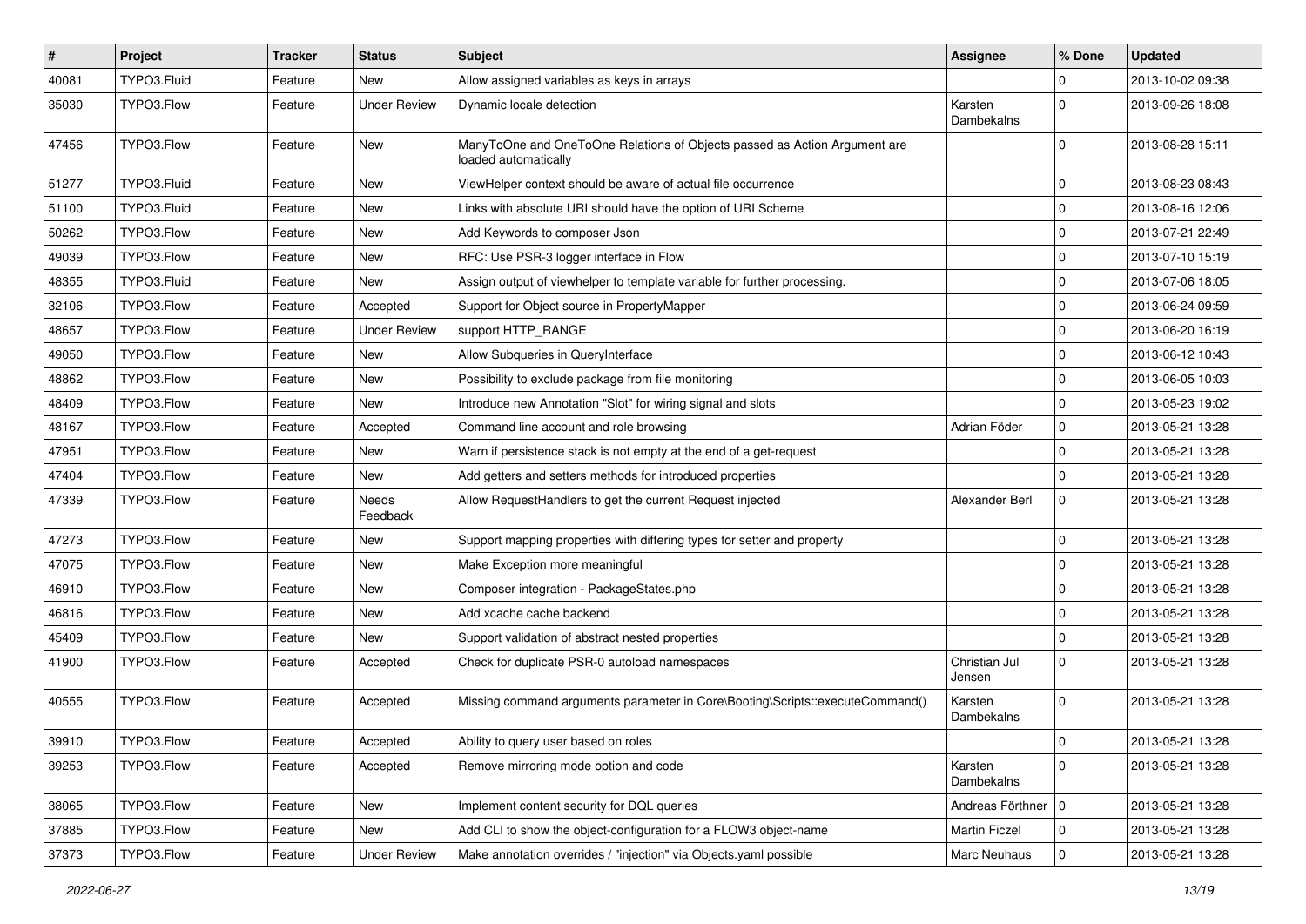| # | Project | Tracker | Status | Subject | Assignee | % Done | Updated |
|---|---|---|---|---|---|---|---|
| 40081 | TYPO3.Fluid | Feature | New | Allow assigned variables as keys in arrays | | 0 | 2013-10-02 09:38 |
| 35030 | TYPO3.Flow | Feature | Under Review | Dynamic locale detection | Karsten Dambekalns | 0 | 2013-09-26 18:08 |
| 47456 | TYPO3.Flow | Feature | New | ManyToOne and OneToOne Relations of Objects passed as Action Argument are loaded automatically | | 0 | 2013-08-28 15:11 |
| 51277 | TYPO3.Fluid | Feature | New | ViewHelper context should be aware of actual file occurrence | | 0 | 2013-08-23 08:43 |
| 51100 | TYPO3.Fluid | Feature | New | Links with absolute URI should have the option of URI Scheme | | 0 | 2013-08-16 12:06 |
| 50262 | TYPO3.Flow | Feature | New | Add Keywords to composer Json | | 0 | 2013-07-21 22:49 |
| 49039 | TYPO3.Flow | Feature | New | RFC: Use PSR-3 logger interface in Flow | | 0 | 2013-07-10 15:19 |
| 48355 | TYPO3.Fluid | Feature | New | Assign output of viewhelper to template variable for further processing. | | 0 | 2013-07-06 18:05 |
| 32106 | TYPO3.Flow | Feature | Accepted | Support for Object source in PropertyMapper | | 0 | 2013-06-24 09:59 |
| 48657 | TYPO3.Flow | Feature | Under Review | support HTTP_RANGE | | 0 | 2013-06-20 16:19 |
| 49050 | TYPO3.Flow | Feature | New | Allow Subqueries in QueryInterface | | 0 | 2013-06-12 10:43 |
| 48862 | TYPO3.Flow | Feature | New | Possibility to exclude package from file monitoring | | 0 | 2013-06-05 10:03 |
| 48409 | TYPO3.Flow | Feature | New | Introduce new Annotation "Slot" for wiring signal and slots | | 0 | 2013-05-23 19:02 |
| 48167 | TYPO3.Flow | Feature | Accepted | Command line account and role browsing | Adrian Föder | 0 | 2013-05-21 13:28 |
| 47951 | TYPO3.Flow | Feature | New | Warn if persistence stack is not empty at the end of a get-request | | 0 | 2013-05-21 13:28 |
| 47404 | TYPO3.Flow | Feature | New | Add getters and setters methods for introduced properties | | 0 | 2013-05-21 13:28 |
| 47339 | TYPO3.Flow | Feature | Needs Feedback | Allow RequestHandlers to get the current Request injected | Alexander Berl | 0 | 2013-05-21 13:28 |
| 47273 | TYPO3.Flow | Feature | New | Support mapping properties with differing types for setter and property | | 0 | 2013-05-21 13:28 |
| 47075 | TYPO3.Flow | Feature | New | Make Exception more meaningful | | 0 | 2013-05-21 13:28 |
| 46910 | TYPO3.Flow | Feature | New | Composer integration - PackageStates.php | | 0 | 2013-05-21 13:28 |
| 46816 | TYPO3.Flow | Feature | New | Add xcache cache backend | | 0 | 2013-05-21 13:28 |
| 45409 | TYPO3.Flow | Feature | New | Support validation of abstract nested properties | | 0 | 2013-05-21 13:28 |
| 41900 | TYPO3.Flow | Feature | Accepted | Check for duplicate PSR-0 autoload namespaces | Christian Jul Jensen | 0 | 2013-05-21 13:28 |
| 40555 | TYPO3.Flow | Feature | Accepted | Missing command arguments parameter in Core\Booting\Scripts::executeCommand() | Karsten Dambekalns | 0 | 2013-05-21 13:28 |
| 39910 | TYPO3.Flow | Feature | Accepted | Ability to query user based on roles | | 0 | 2013-05-21 13:28 |
| 39253 | TYPO3.Flow | Feature | Accepted | Remove mirroring mode option and code | Karsten Dambekalns | 0 | 2013-05-21 13:28 |
| 38065 | TYPO3.Flow | Feature | New | Implement content security for DQL queries | Andreas Förthner | 0 | 2013-05-21 13:28 |
| 37885 | TYPO3.Flow | Feature | New | Add CLI to show the object-configuration for a FLOW3 object-name | Martin Ficzel | 0 | 2013-05-21 13:28 |
| 37373 | TYPO3.Flow | Feature | Under Review | Make annotation overrides / "injection" via Objects.yaml possible | Marc Neuhaus | 0 | 2013-05-21 13:28 |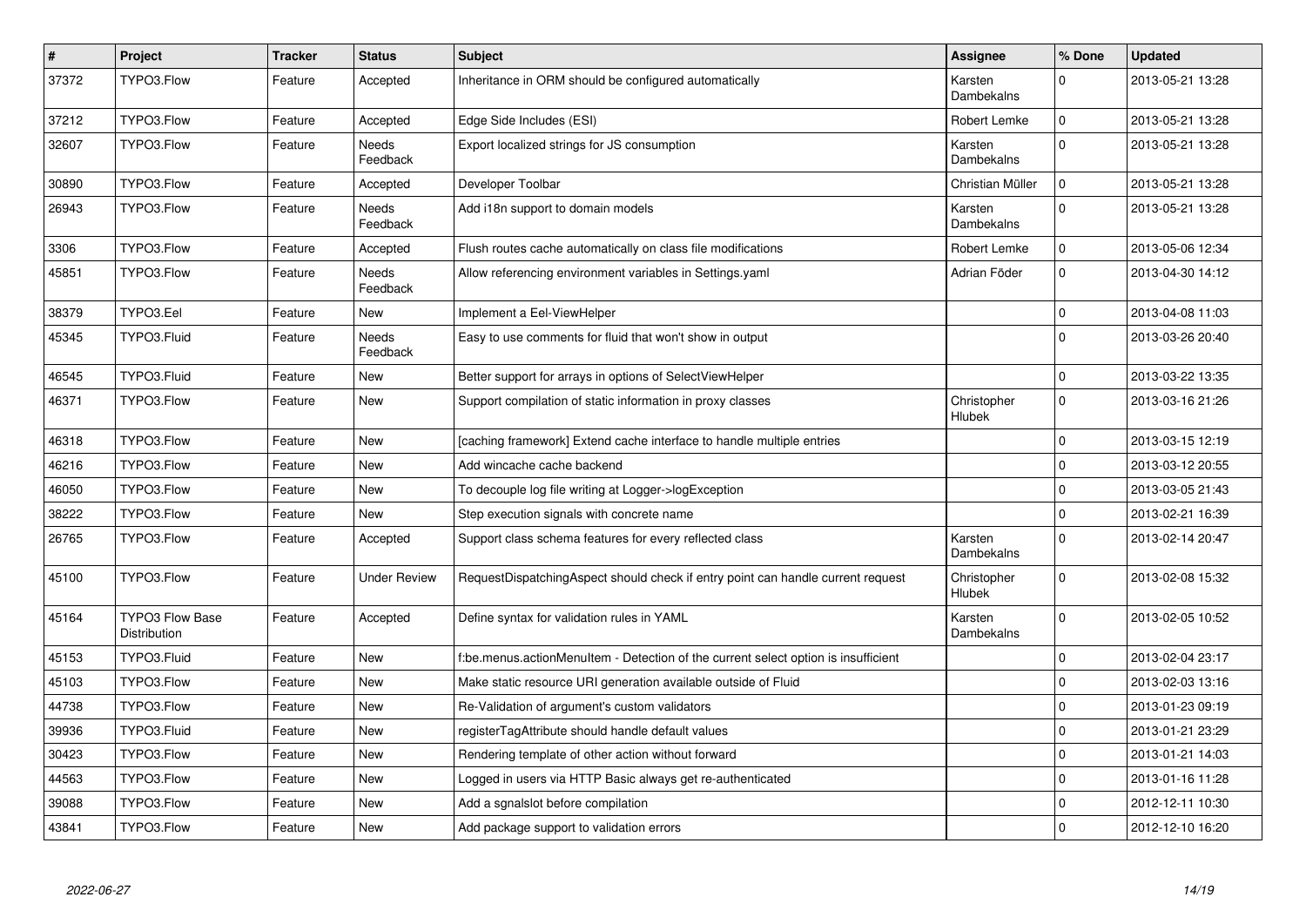| # | Project | Tracker | Status | Subject | Assignee | % Done | Updated |
|---|---|---|---|---|---|---|---|
| 37372 | TYPO3.Flow | Feature | Accepted | Inheritance in ORM should be configured automatically | Karsten Dambekalns | 0 | 2013-05-21 13:28 |
| 37212 | TYPO3.Flow | Feature | Accepted | Edge Side Includes (ESI) | Robert Lemke | 0 | 2013-05-21 13:28 |
| 32607 | TYPO3.Flow | Feature | Needs Feedback | Export localized strings for JS consumption | Karsten Dambekalns | 0 | 2013-05-21 13:28 |
| 30890 | TYPO3.Flow | Feature | Accepted | Developer Toolbar | Christian Müller | 0 | 2013-05-21 13:28 |
| 26943 | TYPO3.Flow | Feature | Needs Feedback | Add i18n support to domain models | Karsten Dambekalns | 0 | 2013-05-21 13:28 |
| 3306 | TYPO3.Flow | Feature | Accepted | Flush routes cache automatically on class file modifications | Robert Lemke | 0 | 2013-05-06 12:34 |
| 45851 | TYPO3.Flow | Feature | Needs Feedback | Allow referencing environment variables in Settings.yaml | Adrian Föder | 0 | 2013-04-30 14:12 |
| 38379 | TYPO3.Eel | Feature | New | Implement a Eel-ViewHelper | | 0 | 2013-04-08 11:03 |
| 45345 | TYPO3.Fluid | Feature | Needs Feedback | Easy to use comments for fluid that won't show in output | | 0 | 2013-03-26 20:40 |
| 46545 | TYPO3.Fluid | Feature | New | Better support for arrays in options of SelectViewHelper | | 0 | 2013-03-22 13:35 |
| 46371 | TYPO3.Flow | Feature | New | Support compilation of static information in proxy classes | Christopher Hlubek | 0 | 2013-03-16 21:26 |
| 46318 | TYPO3.Flow | Feature | New | [caching framework] Extend cache interface to handle multiple entries | | 0 | 2013-03-15 12:19 |
| 46216 | TYPO3.Flow | Feature | New | Add wincache cache backend | | 0 | 2013-03-12 20:55 |
| 46050 | TYPO3.Flow | Feature | New | To decouple log file writing at Logger->logException | | 0 | 2013-03-05 21:43 |
| 38222 | TYPO3.Flow | Feature | New | Step execution signals with concrete name | | 0 | 2013-02-21 16:39 |
| 26765 | TYPO3.Flow | Feature | Accepted | Support class schema features for every reflected class | Karsten Dambekalns | 0 | 2013-02-14 20:47 |
| 45100 | TYPO3.Flow | Feature | Under Review | RequestDispatchingAspect should check if entry point can handle current request | Christopher Hlubek | 0 | 2013-02-08 15:32 |
| 45164 | TYPO3 Flow Base Distribution | Feature | Accepted | Define syntax for validation rules in YAML | Karsten Dambekalns | 0 | 2013-02-05 10:52 |
| 45153 | TYPO3.Fluid | Feature | New | f:be.menus.actionMenuItem - Detection of the current select option is insufficient | | 0 | 2013-02-04 23:17 |
| 45103 | TYPO3.Flow | Feature | New | Make static resource URI generation available outside of Fluid | | 0 | 2013-02-03 13:16 |
| 44738 | TYPO3.Flow | Feature | New | Re-Validation of argument's custom validators | | 0 | 2013-01-23 09:19 |
| 39936 | TYPO3.Fluid | Feature | New | registerTagAttribute should handle default values | | 0 | 2013-01-21 23:29 |
| 30423 | TYPO3.Flow | Feature | New | Rendering template of other action without forward | | 0 | 2013-01-21 14:03 |
| 44563 | TYPO3.Flow | Feature | New | Logged in users via HTTP Basic always get re-authenticated | | 0 | 2013-01-16 11:28 |
| 39088 | TYPO3.Flow | Feature | New | Add a sgnalslot before compilation | | 0 | 2012-12-11 10:30 |
| 43841 | TYPO3.Flow | Feature | New | Add package support to validation errors | | 0 | 2012-12-10 16:20 |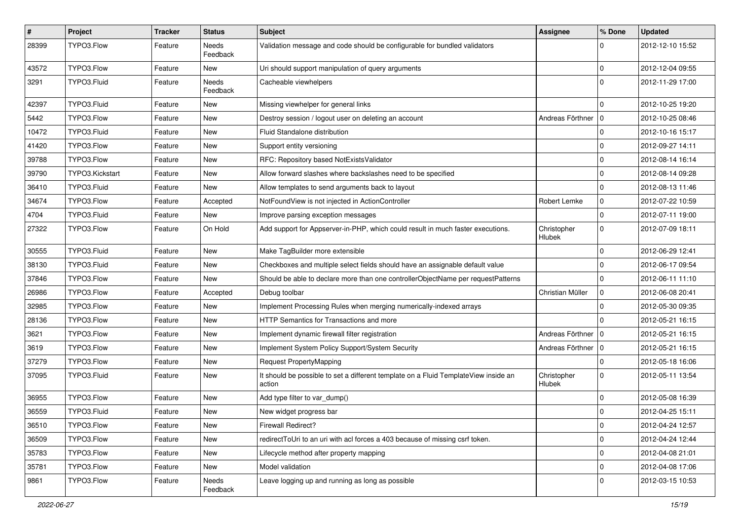| # | Project | Tracker | Status | Subject | Assignee | % Done | Updated |
| --- | --- | --- | --- | --- | --- | --- | --- |
| 28399 | TYPO3.Flow | Feature | Needs Feedback | Validation message and code should be configurable for bundled validators | | 0 | 2012-12-10 15:52 |
| 43572 | TYPO3.Flow | Feature | New | Uri should support manipulation of query arguments | | 0 | 2012-12-04 09:55 |
| 3291 | TYPO3.Fluid | Feature | Needs Feedback | Cacheable viewhelpers | | 0 | 2012-11-29 17:00 |
| 42397 | TYPO3.Fluid | Feature | New | Missing viewhelper for general links | | 0 | 2012-10-25 19:20 |
| 5442 | TYPO3.Flow | Feature | New | Destroy session / logout user on deleting an account | Andreas Förthner | 0 | 2012-10-25 08:46 |
| 10472 | TYPO3.Fluid | Feature | New | Fluid Standalone distribution | | 0 | 2012-10-16 15:17 |
| 41420 | TYPO3.Flow | Feature | New | Support entity versioning | | 0 | 2012-09-27 14:11 |
| 39788 | TYPO3.Flow | Feature | New | RFC: Repository based NotExistsValidator | | 0 | 2012-08-14 16:14 |
| 39790 | TYPO3.Kickstart | Feature | New | Allow forward slashes where backslashes need to be specified | | 0 | 2012-08-14 09:28 |
| 36410 | TYPO3.Fluid | Feature | New | Allow templates to send arguments back to layout | | 0 | 2012-08-13 11:46 |
| 34674 | TYPO3.Flow | Feature | Accepted | NotFoundView is not injected in ActionController | Robert Lemke | 0 | 2012-07-22 10:59 |
| 4704 | TYPO3.Fluid | Feature | New | Improve parsing exception messages | | 0 | 2012-07-11 19:00 |
| 27322 | TYPO3.Flow | Feature | On Hold | Add support for Appserver-in-PHP, which could result in much faster executions. | Christopher Hlubek | 0 | 2012-07-09 18:11 |
| 30555 | TYPO3.Fluid | Feature | New | Make TagBuilder more extensible | | 0 | 2012-06-29 12:41 |
| 38130 | TYPO3.Fluid | Feature | New | Checkboxes and multiple select fields should have an assignable default value | | 0 | 2012-06-17 09:54 |
| 37846 | TYPO3.Flow | Feature | New | Should be able to declare more than one controllerObjectName per requestPatterns | | 0 | 2012-06-11 11:10 |
| 26986 | TYPO3.Flow | Feature | Accepted | Debug toolbar | Christian Müller | 0 | 2012-06-08 20:41 |
| 32985 | TYPO3.Flow | Feature | New | Implement Processing Rules when merging numerically-indexed arrays | | 0 | 2012-05-30 09:35 |
| 28136 | TYPO3.Flow | Feature | New | HTTP Semantics for Transactions and more | | 0 | 2012-05-21 16:15 |
| 3621 | TYPO3.Flow | Feature | New | Implement dynamic firewall filter registration | Andreas Förthner | 0 | 2012-05-21 16:15 |
| 3619 | TYPO3.Flow | Feature | New | Implement System Policy Support/System Security | Andreas Förthner | 0 | 2012-05-21 16:15 |
| 37279 | TYPO3.Flow | Feature | New | Request PropertyMapping | | 0 | 2012-05-18 16:06 |
| 37095 | TYPO3.Fluid | Feature | New | It should be possible to set a different template on a Fluid TemplateView inside an action | Christopher Hlubek | 0 | 2012-05-11 13:54 |
| 36955 | TYPO3.Flow | Feature | New | Add type filter to var_dump() | | 0 | 2012-05-08 16:39 |
| 36559 | TYPO3.Fluid | Feature | New | New widget progress bar | | 0 | 2012-04-25 15:11 |
| 36510 | TYPO3.Flow | Feature | New | Firewall Redirect? | | 0 | 2012-04-24 12:57 |
| 36509 | TYPO3.Flow | Feature | New | redirectToUri to an uri with acl forces a 403 because of missing csrf token. | | 0 | 2012-04-24 12:44 |
| 35783 | TYPO3.Flow | Feature | New | Lifecycle method after property mapping | | 0 | 2012-04-08 21:01 |
| 35781 | TYPO3.Flow | Feature | New | Model validation | | 0 | 2012-04-08 17:06 |
| 9861 | TYPO3.Flow | Feature | Needs Feedback | Leave logging up and running as long as possible | | 0 | 2012-03-15 10:53 |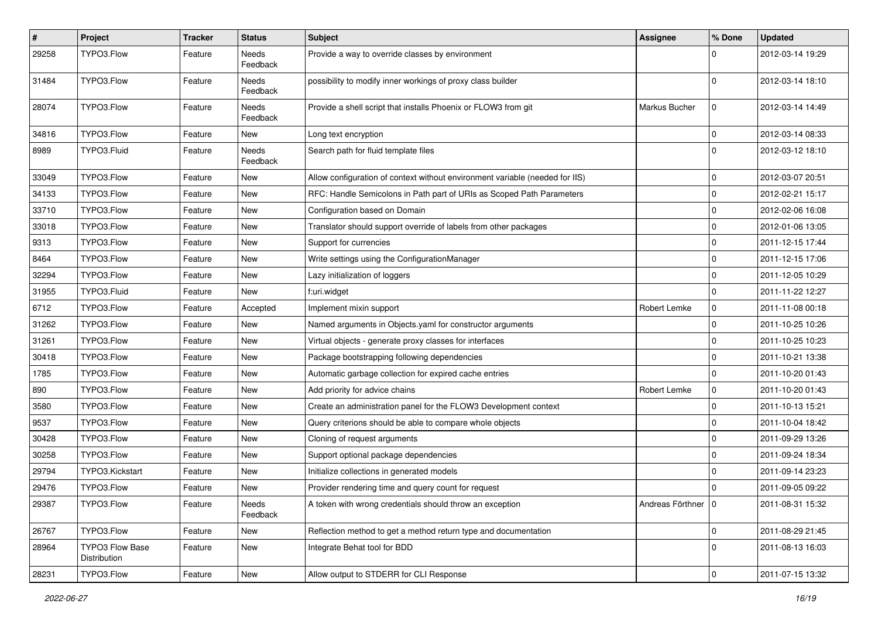| # | Project | Tracker | Status | Subject | Assignee | % Done | Updated |
|---|---|---|---|---|---|---|---|
| 29258 | TYPO3.Flow | Feature | Needs Feedback | Provide a way to override classes by environment | | 0 | 2012-03-14 19:29 |
| 31484 | TYPO3.Flow | Feature | Needs Feedback | possibility to modify inner workings of proxy class builder | | 0 | 2012-03-14 18:10 |
| 28074 | TYPO3.Flow | Feature | Needs Feedback | Provide a shell script that installs Phoenix or FLOW3 from git | Markus Bucher | 0 | 2012-03-14 14:49 |
| 34816 | TYPO3.Flow | Feature | New | Long text encryption | | 0 | 2012-03-14 08:33 |
| 8989 | TYPO3.Fluid | Feature | Needs Feedback | Search path for fluid template files | | 0 | 2012-03-12 18:10 |
| 33049 | TYPO3.Flow | Feature | New | Allow configuration of context without environment variable (needed for IIS) | | 0 | 2012-03-07 20:51 |
| 34133 | TYPO3.Flow | Feature | New | RFC: Handle Semicolons in Path part of URIs as Scoped Path Parameters | | 0 | 2012-02-21 15:17 |
| 33710 | TYPO3.Flow | Feature | New | Configuration based on Domain | | 0 | 2012-02-06 16:08 |
| 33018 | TYPO3.Flow | Feature | New | Translator should support override of labels from other packages | | 0 | 2012-01-06 13:05 |
| 9313 | TYPO3.Flow | Feature | New | Support for currencies | | 0 | 2011-12-15 17:44 |
| 8464 | TYPO3.Flow | Feature | New | Write settings using the ConfigurationManager | | 0 | 2011-12-15 17:06 |
| 32294 | TYPO3.Flow | Feature | New | Lazy initialization of loggers | | 0 | 2011-12-05 10:29 |
| 31955 | TYPO3.Fluid | Feature | New | f:uri.widget | | 0 | 2011-11-22 12:27 |
| 6712 | TYPO3.Flow | Feature | Accepted | Implement mixin support | Robert Lemke | 0 | 2011-11-08 00:18 |
| 31262 | TYPO3.Flow | Feature | New | Named arguments in Objects.yaml for constructor arguments | | 0 | 2011-10-25 10:26 |
| 31261 | TYPO3.Flow | Feature | New | Virtual objects - generate proxy classes for interfaces | | 0 | 2011-10-25 10:23 |
| 30418 | TYPO3.Flow | Feature | New | Package bootstrapping following dependencies | | 0 | 2011-10-21 13:38 |
| 1785 | TYPO3.Flow | Feature | New | Automatic garbage collection for expired cache entries | | 0 | 2011-10-20 01:43 |
| 890 | TYPO3.Flow | Feature | New | Add priority for advice chains | Robert Lemke | 0 | 2011-10-20 01:43 |
| 3580 | TYPO3.Flow | Feature | New | Create an administration panel for the FLOW3 Development context | | 0 | 2011-10-13 15:21 |
| 9537 | TYPO3.Flow | Feature | New | Query criterions should be able to compare whole objects | | 0 | 2011-10-04 18:42 |
| 30428 | TYPO3.Flow | Feature | New | Cloning of request arguments | | 0 | 2011-09-29 13:26 |
| 30258 | TYPO3.Flow | Feature | New | Support optional package dependencies | | 0 | 2011-09-24 18:34 |
| 29794 | TYPO3.Kickstart | Feature | New | Initialize collections in generated models | | 0 | 2011-09-14 23:23 |
| 29476 | TYPO3.Flow | Feature | New | Provider rendering time and query count for request | | 0 | 2011-09-05 09:22 |
| 29387 | TYPO3.Flow | Feature | Needs Feedback | A token with wrong credentials should throw an exception | Andreas Förthner | 0 | 2011-08-31 15:32 |
| 26767 | TYPO3.Flow | Feature | New | Reflection method to get a method return type and documentation | | 0 | 2011-08-29 21:45 |
| 28964 | TYPO3 Flow Base Distribution | Feature | New | Integrate Behat tool for BDD | | 0 | 2011-08-13 16:03 |
| 28231 | TYPO3.Flow | Feature | New | Allow output to STDERR for CLI Response | | 0 | 2011-07-15 13:32 |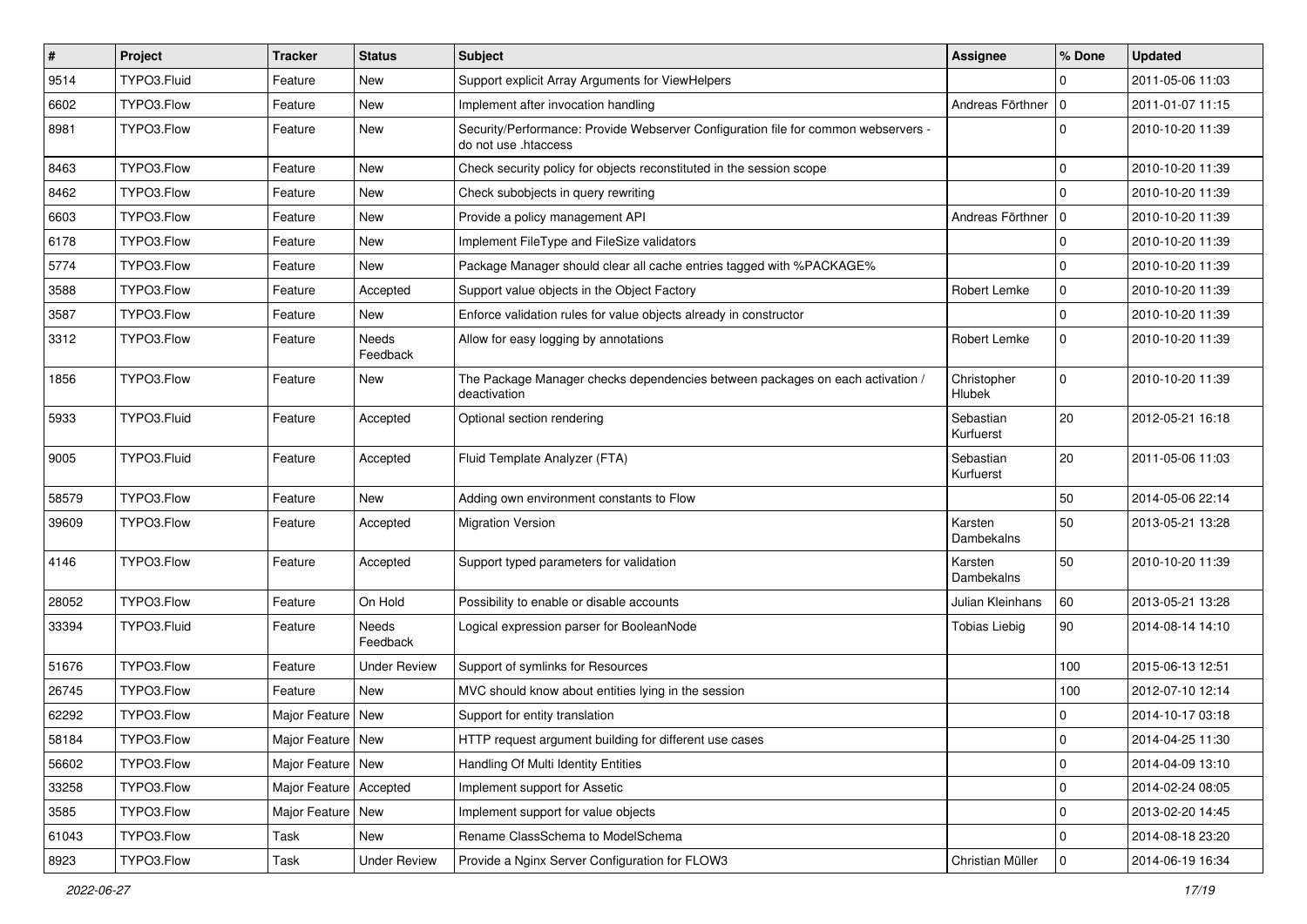| # | Project | Tracker | Status | Subject | Assignee | % Done | Updated |
|---|---|---|---|---|---|---|---|
| 9514 | TYPO3.Fluid | Feature | New | Support explicit Array Arguments for ViewHelpers | | 0 | 2011-05-06 11:03 |
| 6602 | TYPO3.Flow | Feature | New | Implement after invocation handling | Andreas Förthner | 0 | 2011-01-07 11:15 |
| 8981 | TYPO3.Flow | Feature | New | Security/Performance: Provide Webserver Configuration file for common webservers - do not use .htaccess | | 0 | 2010-10-20 11:39 |
| 8463 | TYPO3.Flow | Feature | New | Check security policy for objects reconstituted in the session scope | | 0 | 2010-10-20 11:39 |
| 8462 | TYPO3.Flow | Feature | New | Check subobjects in query rewriting | | 0 | 2010-10-20 11:39 |
| 6603 | TYPO3.Flow | Feature | New | Provide a policy management API | Andreas Förthner | 0 | 2010-10-20 11:39 |
| 6178 | TYPO3.Flow | Feature | New | Implement FileType and FileSize validators | | 0 | 2010-10-20 11:39 |
| 5774 | TYPO3.Flow | Feature | New | Package Manager should clear all cache entries tagged with %PACKAGE% | | 0 | 2010-10-20 11:39 |
| 3588 | TYPO3.Flow | Feature | Accepted | Support value objects in the Object Factory | Robert Lemke | 0 | 2010-10-20 11:39 |
| 3587 | TYPO3.Flow | Feature | New | Enforce validation rules for value objects already in constructor | | 0 | 2010-10-20 11:39 |
| 3312 | TYPO3.Flow | Feature | Needs Feedback | Allow for easy logging by annotations | Robert Lemke | 0 | 2010-10-20 11:39 |
| 1856 | TYPO3.Flow | Feature | New | The Package Manager checks dependencies between packages on each activation / deactivation | Christopher Hlubek | 0 | 2010-10-20 11:39 |
| 5933 | TYPO3.Fluid | Feature | Accepted | Optional section rendering | Sebastian Kurfuerst | 20 | 2012-05-21 16:18 |
| 9005 | TYPO3.Fluid | Feature | Accepted | Fluid Template Analyzer (FTA) | Sebastian Kurfuerst | 20 | 2011-05-06 11:03 |
| 58579 | TYPO3.Flow | Feature | New | Adding own environment constants to Flow | | 50 | 2014-05-06 22:14 |
| 39609 | TYPO3.Flow | Feature | Accepted | Migration Version | Karsten Dambekalns | 50 | 2013-05-21 13:28 |
| 4146 | TYPO3.Flow | Feature | Accepted | Support typed parameters for validation | Karsten Dambekalns | 50 | 2010-10-20 11:39 |
| 28052 | TYPO3.Flow | Feature | On Hold | Possibility to enable or disable accounts | Julian Kleinhans | 60 | 2013-05-21 13:28 |
| 33394 | TYPO3.Fluid | Feature | Needs Feedback | Logical expression parser for BooleanNode | Tobias Liebig | 90 | 2014-08-14 14:10 |
| 51676 | TYPO3.Flow | Feature | Under Review | Support of symlinks for Resources | | 100 | 2015-06-13 12:51 |
| 26745 | TYPO3.Flow | Feature | New | MVC should know about entities lying in the session | | 100 | 2012-07-10 12:14 |
| 62292 | TYPO3.Flow | Major Feature | New | Support for entity translation | | 0 | 2014-10-17 03:18 |
| 58184 | TYPO3.Flow | Major Feature | New | HTTP request argument building for different use cases | | 0 | 2014-04-25 11:30 |
| 56602 | TYPO3.Flow | Major Feature | New | Handling Of Multi Identity Entities | | 0 | 2014-04-09 13:10 |
| 33258 | TYPO3.Flow | Major Feature | Accepted | Implement support for Assetic | | 0 | 2014-02-24 08:05 |
| 3585 | TYPO3.Flow | Major Feature | New | Implement support for value objects | | 0 | 2013-02-20 14:45 |
| 61043 | TYPO3.Flow | Task | New | Rename ClassSchema to ModelSchema | | 0 | 2014-08-18 23:20 |
| 8923 | TYPO3.Flow | Task | Under Review | Provide a Nginx Server Configuration for FLOW3 | Christian Müller | 0 | 2014-06-19 16:34 |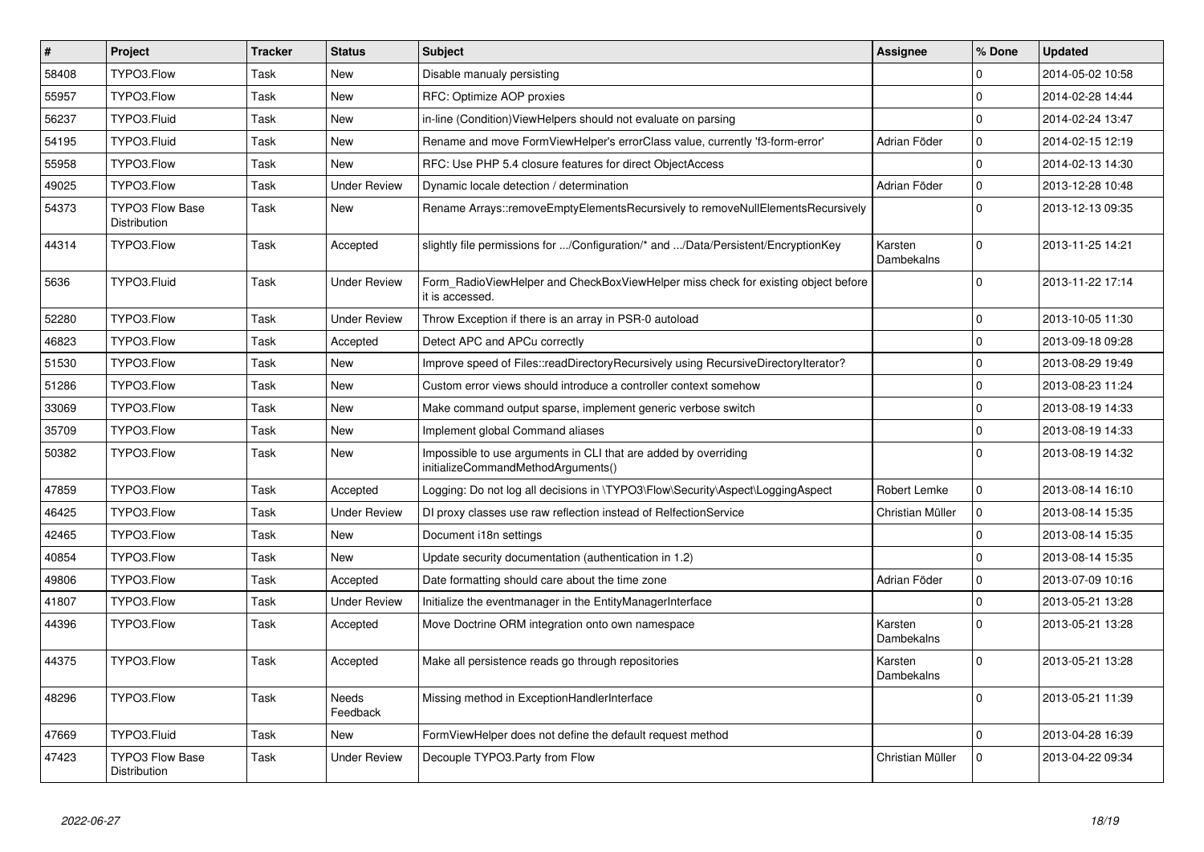| # | Project | Tracker | Status | Subject | Assignee | % Done | Updated |
|---|---|---|---|---|---|---|---|
| 58408 | TYPO3.Flow | Task | New | Disable manualy persisting | | 0 | 2014-05-02 10:58 |
| 55957 | TYPO3.Flow | Task | New | RFC: Optimize AOP proxies | | 0 | 2014-02-28 14:44 |
| 56237 | TYPO3.Fluid | Task | New | in-line (Condition)ViewHelpers should not evaluate on parsing | | 0 | 2014-02-24 13:47 |
| 54195 | TYPO3.Fluid | Task | New | Rename and move FormViewHelper's errorClass value, currently 'f3-form-error' | Adrian Föder | 0 | 2014-02-15 12:19 |
| 55958 | TYPO3.Flow | Task | New | RFC: Use PHP 5.4 closure features for direct ObjectAccess | | 0 | 2014-02-13 14:30 |
| 49025 | TYPO3.Flow | Task | Under Review | Dynamic locale detection / determination | Adrian Föder | 0 | 2013-12-28 10:48 |
| 54373 | TYPO3 Flow Base Distribution | Task | New | Rename Arrays::removeEmptyElementsRecursively to removeNullElementsRecursively | | 0 | 2013-12-13 09:35 |
| 44314 | TYPO3.Flow | Task | Accepted | slightly file permissions for .../Configuration/* and .../Data/Persistent/EncryptionKey | Karsten Dambekalns | 0 | 2013-11-25 14:21 |
| 5636 | TYPO3.Fluid | Task | Under Review | Form_RadioViewHelper and CheckBoxViewHelper miss check for existing object before it is accessed. | | 0 | 2013-11-22 17:14 |
| 52280 | TYPO3.Flow | Task | Under Review | Throw Exception if there is an array in PSR-0 autoload | | 0 | 2013-10-05 11:30 |
| 46823 | TYPO3.Flow | Task | Accepted | Detect APC and APCu correctly | | 0 | 2013-09-18 09:28 |
| 51530 | TYPO3.Flow | Task | New | Improve speed of Files::readDirectoryRecursively using RecursiveDirectoryIterator? | | 0 | 2013-08-29 19:49 |
| 51286 | TYPO3.Flow | Task | New | Custom error views should introduce a controller context somehow | | 0 | 2013-08-23 11:24 |
| 33069 | TYPO3.Flow | Task | New | Make command output sparse, implement generic verbose switch | | 0 | 2013-08-19 14:33 |
| 35709 | TYPO3.Flow | Task | New | Implement global Command aliases | | 0 | 2013-08-19 14:33 |
| 50382 | TYPO3.Flow | Task | New | Impossible to use arguments in CLI that are added by overriding initializeCommandMethodArguments() | | 0 | 2013-08-19 14:32 |
| 47859 | TYPO3.Flow | Task | Accepted | Logging: Do not log all decisions in \TYPO3\Flow\Security\Aspect\LoggingAspect | Robert Lemke | 0 | 2013-08-14 16:10 |
| 46425 | TYPO3.Flow | Task | Under Review | DI proxy classes use raw reflection instead of RelfectionService | Christian Müller | 0 | 2013-08-14 15:35 |
| 42465 | TYPO3.Flow | Task | New | Document i18n settings | | 0 | 2013-08-14 15:35 |
| 40854 | TYPO3.Flow | Task | New | Update security documentation (authentication in 1.2) | | 0 | 2013-08-14 15:35 |
| 49806 | TYPO3.Flow | Task | Accepted | Date formatting should care about the time zone | Adrian Föder | 0 | 2013-07-09 10:16 |
| 41807 | TYPO3.Flow | Task | Under Review | Initialize the eventmanager in the EntityManagerInterface | | 0 | 2013-05-21 13:28 |
| 44396 | TYPO3.Flow | Task | Accepted | Move Doctrine ORM integration onto own namespace | Karsten Dambekalns | 0 | 2013-05-21 13:28 |
| 44375 | TYPO3.Flow | Task | Accepted | Make all persistence reads go through repositories | Karsten Dambekalns | 0 | 2013-05-21 13:28 |
| 48296 | TYPO3.Flow | Task | Needs Feedback | Missing method in ExceptionHandlerInterface | | 0 | 2013-05-21 11:39 |
| 47669 | TYPO3.Fluid | Task | New | FormViewHelper does not define the default request method | | 0 | 2013-04-28 16:39 |
| 47423 | TYPO3 Flow Base Distribution | Task | Under Review | Decouple TYPO3.Party from Flow | Christian Müller | 0 | 2013-04-22 09:34 |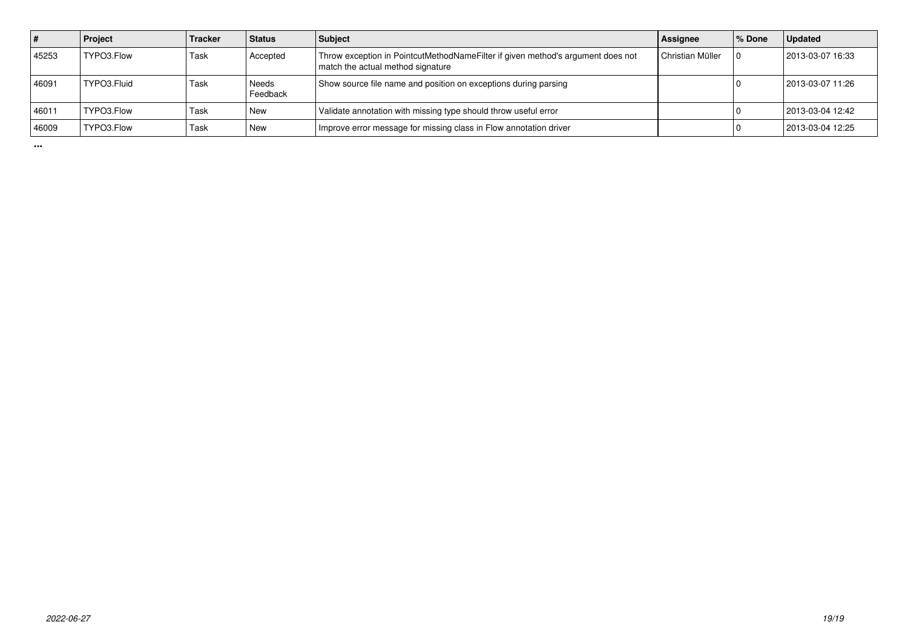| # | Project | Tracker | Status | Subject | Assignee | % Done | Updated |
| --- | --- | --- | --- | --- | --- | --- | --- |
| 45253 | TYPO3.Flow | Task | Accepted | Throw exception in PointcutMethodNameFilter if given method's argument does not match the actual method signature | Christian Müller | 0 | 2013-03-07 16:33 |
| 46091 | TYPO3.Fluid | Task | Needs Feedback | Show source file name and position on exceptions during parsing | | 0 | 2013-03-07 11:26 |
| 46011 | TYPO3.Flow | Task | New | Validate annotation with missing type should throw useful error | | 0 | 2013-03-04 12:42 |
| 46009 | TYPO3.Flow | Task | New | Improve error message for missing class in Flow annotation driver | | 0 | 2013-03-04 12:25 |

...